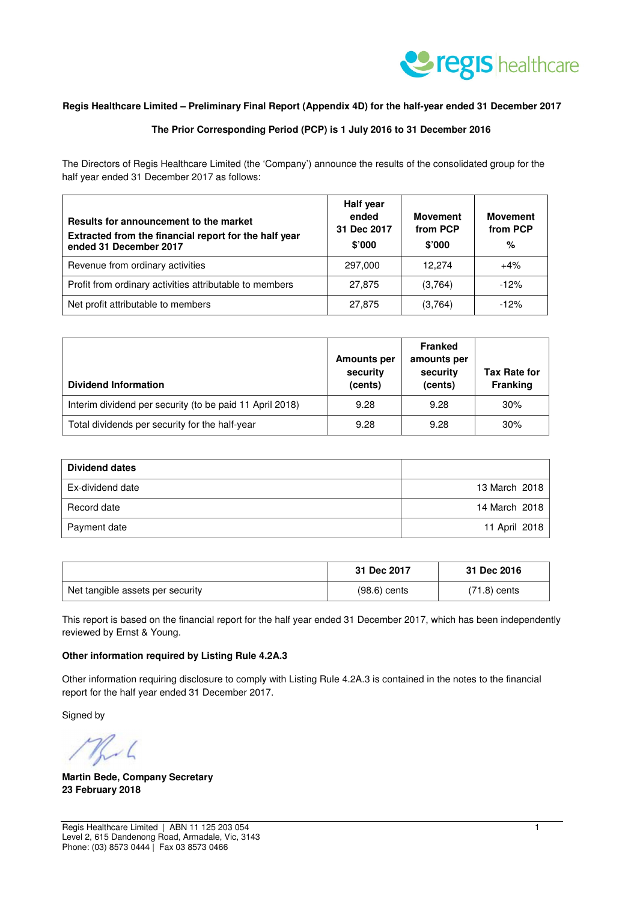**Regis Healthcare Limited – Preliminary Final Report (Appendix 4D) for the half-year ended 31 December 2017**

**The Prior Corresponding Period (PCP) is 1 July 2016 to 31 December 2016**

The Directors of Regis Healthcare Limited (the 'Company') announce the results of the consolidated group for the half year ended 31 December 2017 as follows:

| **Results for announcement to the market**<br>**Extracted from the financial report for the half year ended 31 December 2017** | **Half year ended 31 Dec 2017 $'000** | **Movement from PCP $'000** | **Movement from PCP %** |
|---|---|---|---|
| Revenue from ordinary activities | 297,000 | 12,274 | +4% |
| Profit from ordinary activities attributable to members | 27,875 | (3,764) | -12% |
| Net profit attributable to members | 27,875 | (3,764) | -12% |

| **Dividend Information** | **Amounts per security (cents)** | **Franked amounts per security (cents)** | **Tax Rate for Franking** |
|---|---|---|---|
| Interim dividend per security (to be paid 11 April 2018) | 9.28 | 9.28 | 30% |
| Total dividends per security for the half-year | 9.28 | 9.28 | 30% |

| **Dividend dates** | |
|---|---|
| Ex-dividend date | 13 March 2018 |
| Record date | 14 March 2018 |
| Payment date | 11 April 2018 |

| | **31 Dec 2017** | **31 Dec 2016** |
|---|---|---|
| Net tangible assets per security | (98.6) cents | (71.8) cents |

This report is based on the financial report for the half year ended 31 December 2017, which has been independently reviewed by Ernst & Young.

**Other information required by Listing Rule 4.2A.3**

Other information requiring disclosure to comply with Listing Rule 4.2A.3 is contained in the notes to the financial report for the half year ended 31 December 2017.

Signed by

**Martin Bede, Company Secretary**
**23 February 2018**

Regis Healthcare Limited | ABN 11 125 203 054
Level 2, 615 Dandenong Road, Armadale, Vic, 3143
Phone: (03) 8573 0444 | Fax 03 8573 0466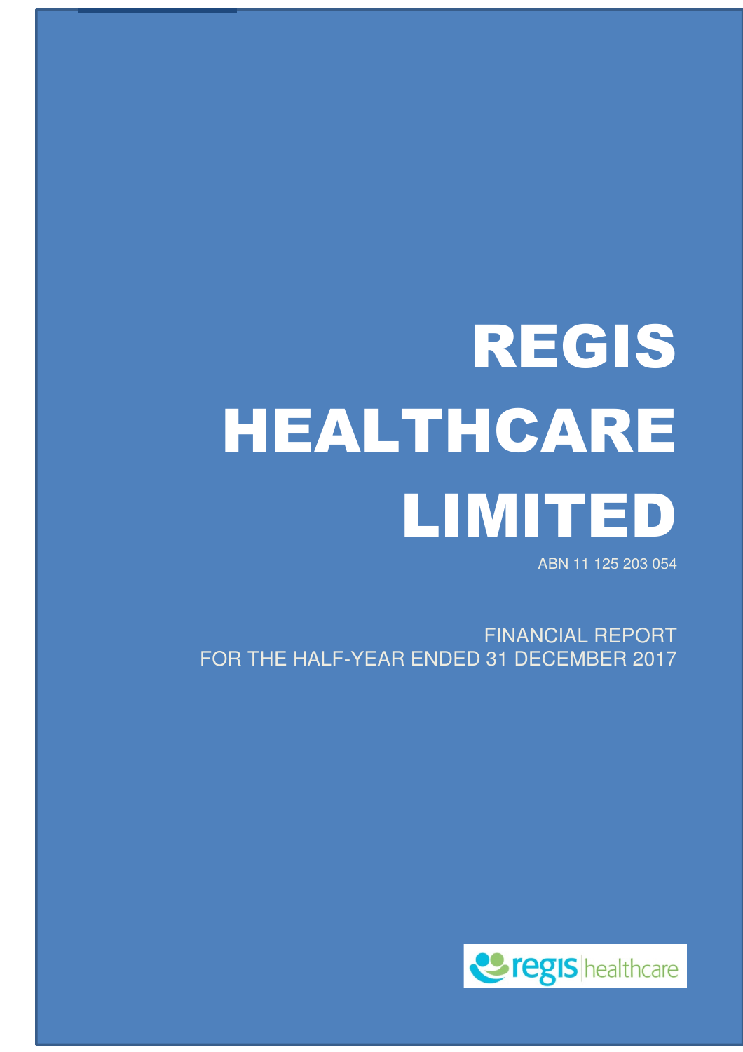# REGIS HEALTHCARE LIMITED

ABN 11 125 203 054

FINANCIAL REPORT
FOR THE HALF-YEAR ENDED 31 DECEMBER 2017

regis healthcare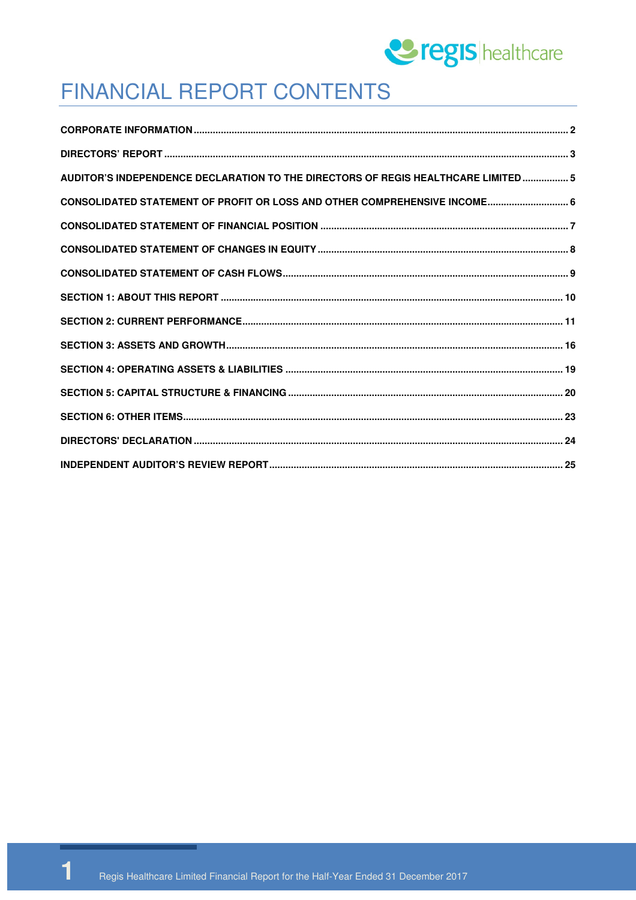# FINANCIAL REPORT CONTENTS

| | |
|---|---|
| **CORPORATE INFORMATION** | **2** |
| **DIRECTORS' REPORT** | **3** |
| **AUDITOR'S INDEPENDENCE DECLARATION TO THE DIRECTORS OF REGIS HEALTHCARE LIMITED** | **5** |
| **CONSOLIDATED STATEMENT OF PROFIT OR LOSS AND OTHER COMPREHENSIVE INCOME** | **6** |
| **CONSOLIDATED STATEMENT OF FINANCIAL POSITION** | **7** |
| **CONSOLIDATED STATEMENT OF CHANGES IN EQUITY** | **8** |
| **CONSOLIDATED STATEMENT OF CASH FLOWS** | **9** |
| **SECTION 1: ABOUT THIS REPORT** | **10** |
| **SECTION 2: CURRENT PERFORMANCE** | **11** |
| **SECTION 3: ASSETS AND GROWTH** | **16** |
| **SECTION 4: OPERATING ASSETS & LIABILITIES** | **19** |
| **SECTION 5: CAPITAL STRUCTURE & FINANCING** | **20** |
| **SECTION 6: OTHER ITEMS** | **23** |
| **DIRECTORS' DECLARATION** | **24** |
| **INDEPENDENT AUDITOR'S REVIEW REPORT** | **25** |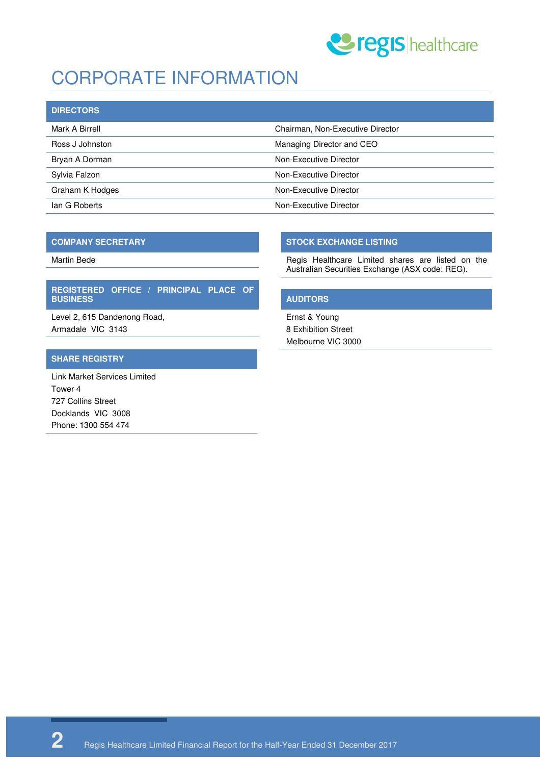# CORPORATE INFORMATION

## DIRECTORS

| | |
|---|---|
| Mark A Birrell | Chairman, Non-Executive Director |
| Ross J Johnston | Managing Director and CEO |
| Bryan A Dorman | Non-Executive Director |
| Sylvia Falzon | Non-Executive Director |
| Graham K Hodges | Non-Executive Director |
| Ian G Roberts | Non-Executive Director |

## COMPANY SECRETARY

Martin Bede

## REGISTERED OFFICE / PRINCIPAL PLACE OF BUSINESS

Level 2, 615 Dandenong Road,
Armadale VIC 3143

## SHARE REGISTRY

Link Market Services Limited
Tower 4
727 Collins Street
Docklands VIC 3008
Phone: 1300 554 474

## STOCK EXCHANGE LISTING

Regis Healthcare Limited shares are listed on the Australian Securities Exchange (ASX code: REG).

## AUDITORS

Ernst & Young
8 Exhibition Street
Melbourne VIC 3000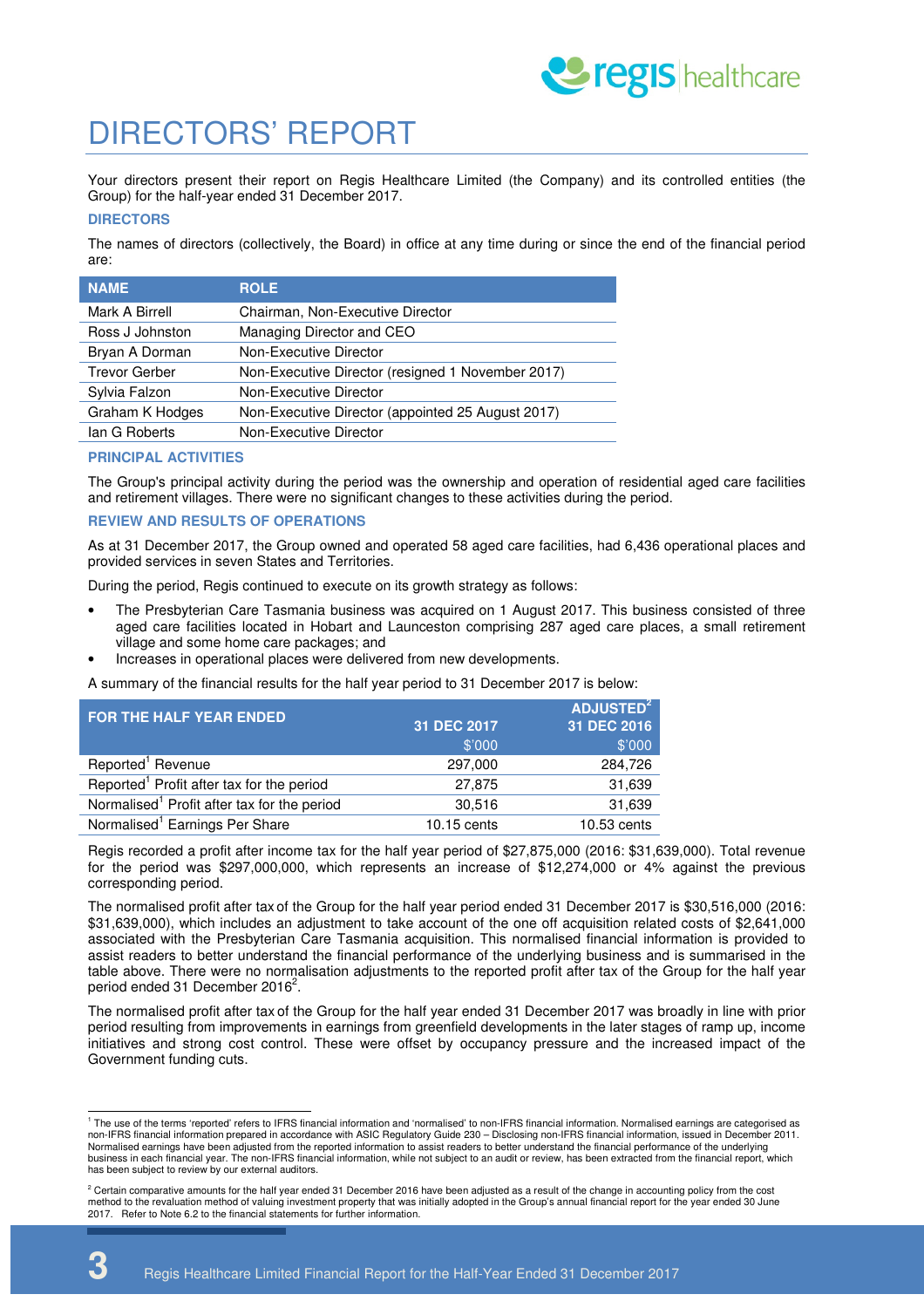# DIRECTORS' REPORT

Your directors present their report on Regis Healthcare Limited (the Company) and its controlled entities (the Group) for the half-year ended 31 December 2017.

### DIRECTORS

The names of directors (collectively, the Board) in office at any time during or since the end of the financial period are:

| NAME | ROLE |
|---|---|
| Mark A Birrell | Chairman, Non-Executive Director |
| Ross J Johnston | Managing Director and CEO |
| Bryan A Dorman | Non-Executive Director |
| Trevor Gerber | Non-Executive Director (resigned 1 November 2017) |
| Sylvia Falzon | Non-Executive Director |
| Graham K Hodges | Non-Executive Director (appointed 25 August 2017) |
| Ian G Roberts | Non-Executive Director |

### PRINCIPAL ACTIVITIES

The Group's principal activity during the period was the ownership and operation of residential aged care facilities and retirement villages. There were no significant changes to these activities during the period.

### REVIEW AND RESULTS OF OPERATIONS

As at 31 December 2017, the Group owned and operated 58 aged care facilities, had 6,436 operational places and provided services in seven States and Territories.

During the period, Regis continued to execute on its growth strategy as follows:

- The Presbyterian Care Tasmania business was acquired on 1 August 2017. This business consisted of three aged care facilities located in Hobart and Launceston comprising 287 aged care places, a small retirement village and some home care packages; and
- Increases in operational places were delivered from new developments.

A summary of the financial results for the half year period to 31 December 2017 is below:

| FOR THE HALF YEAR ENDED | 31 DEC 2017 | ADJUSTED[2] 31 DEC 2016 |
|---|---|---|
| | $'000 | $'000 |
| Reported[1] Revenue | 297,000 | 284,726 |
| Reported[1] Profit after tax for the period | 27,875 | 31,639 |
| Normalised[1] Profit after tax for the period | 30,516 | 31,639 |
| Normalised[1] Earnings Per Share | 10.15 cents | 10.53 cents |

Regis recorded a profit after income tax for the half year period of $27,875,000 (2016: $31,639,000). Total revenue for the period was $297,000,000, which represents an increase of $12,274,000 or 4% against the previous corresponding period.

The normalised profit after tax of the Group for the half year period ended 31 December 2017 is $30,516,000 (2016: $31,639,000), which includes an adjustment to take account of the one off acquisition related costs of $2,641,000 associated with the Presbyterian Care Tasmania acquisition. This normalised financial information is provided to assist readers to better understand the financial performance of the underlying business and is summarised in the table above. There were no normalisation adjustments to the reported profit after tax of the Group for the half year period ended 31 December 2016[2].

The normalised profit after tax of the Group for the half year ended 31 December 2017 was broadly in line with prior period resulting from improvements in earnings from greenfield developments in the later stages of ramp up, income initiatives and strong cost control. These were offset by occupancy pressure and the increased impact of the Government funding cuts.

---

[1] The use of the terms 'reported' refers to IFRS financial information and 'normalised' to non-IFRS financial information. Normalised earnings are categorised as non-IFRS financial information prepared in accordance with ASIC Regulatory Guide 230 – Disclosing non-IFRS financial information, issued in December 2011. Normalised earnings have been adjusted from the reported information to assist readers to better understand the financial performance of the underlying business in each financial year. The non-IFRS financial information, while not subject to an audit or review, has been extracted from the financial report, which has been subject to review by our external auditors.

[2] Certain comparative amounts for the half year ended 31 December 2016 have been adjusted as a result of the change in accounting policy from the cost method to the revaluation method of valuing investment property that was initially adopted in the Group's annual financial report for the year ended 30 June 2017. Refer to Note 6.2 to the financial statements for further information.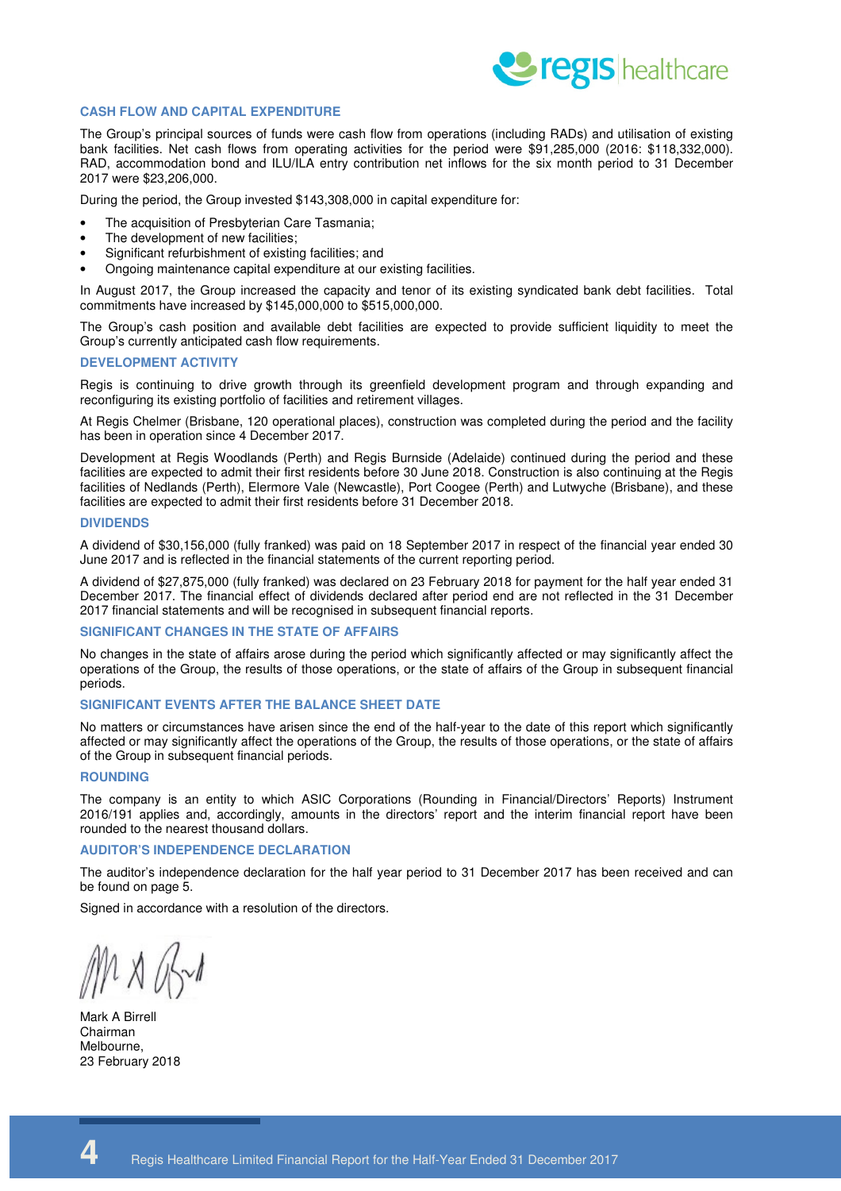## CASH FLOW AND CAPITAL EXPENDITURE

The Group's principal sources of funds were cash flow from operations (including RADs) and utilisation of existing bank facilities. Net cash flows from operating activities for the period were $91,285,000 (2016: $118,332,000). RAD, accommodation bond and ILU/ILA entry contribution net inflows for the six month period to 31 December 2017 were $23,206,000.

During the period, the Group invested $143,308,000 in capital expenditure for:

- The acquisition of Presbyterian Care Tasmania;
- The development of new facilities;
- Significant refurbishment of existing facilities; and
- Ongoing maintenance capital expenditure at our existing facilities.

In August 2017, the Group increased the capacity and tenor of its existing syndicated bank debt facilities. Total commitments have increased by $145,000,000 to $515,000,000.

The Group's cash position and available debt facilities are expected to provide sufficient liquidity to meet the Group's currently anticipated cash flow requirements.

## DEVELOPMENT ACTIVITY

Regis is continuing to drive growth through its greenfield development program and through expanding and reconfiguring its existing portfolio of facilities and retirement villages.

At Regis Chelmer (Brisbane, 120 operational places), construction was completed during the period and the facility has been in operation since 4 December 2017.

Development at Regis Woodlands (Perth) and Regis Burnside (Adelaide) continued during the period and these facilities are expected to admit their first residents before 30 June 2018. Construction is also continuing at the Regis facilities of Nedlands (Perth), Elermore Vale (Newcastle), Port Coogee (Perth) and Lutwyche (Brisbane), and these facilities are expected to admit their first residents before 31 December 2018.

## DIVIDENDS

A dividend of $30,156,000 (fully franked) was paid on 18 September 2017 in respect of the financial year ended 30 June 2017 and is reflected in the financial statements of the current reporting period.

A dividend of $27,875,000 (fully franked) was declared on 23 February 2018 for payment for the half year ended 31 December 2017. The financial effect of dividends declared after period end are not reflected in the 31 December 2017 financial statements and will be recognised in subsequent financial reports.

## SIGNIFICANT CHANGES IN THE STATE OF AFFAIRS

No changes in the state of affairs arose during the period which significantly affected or may significantly affect the operations of the Group, the results of those operations, or the state of affairs of the Group in subsequent financial periods.

## SIGNIFICANT EVENTS AFTER THE BALANCE SHEET DATE

No matters or circumstances have arisen since the end of the half-year to the date of this report which significantly affected or may significantly affect the operations of the Group, the results of those operations, or the state of affairs of the Group in subsequent financial periods.

## ROUNDING

The company is an entity to which ASIC Corporations (Rounding in Financial/Directors' Reports) Instrument 2016/191 applies and, accordingly, amounts in the directors' report and the interim financial report have been rounded to the nearest thousand dollars.

## AUDITOR'S INDEPENDENCE DECLARATION

The auditor's independence declaration for the half year period to 31 December 2017 has been received and can be found on page 5.

Signed in accordance with a resolution of the directors.

Mark A Birrell
Chairman
Melbourne,
23 February 2018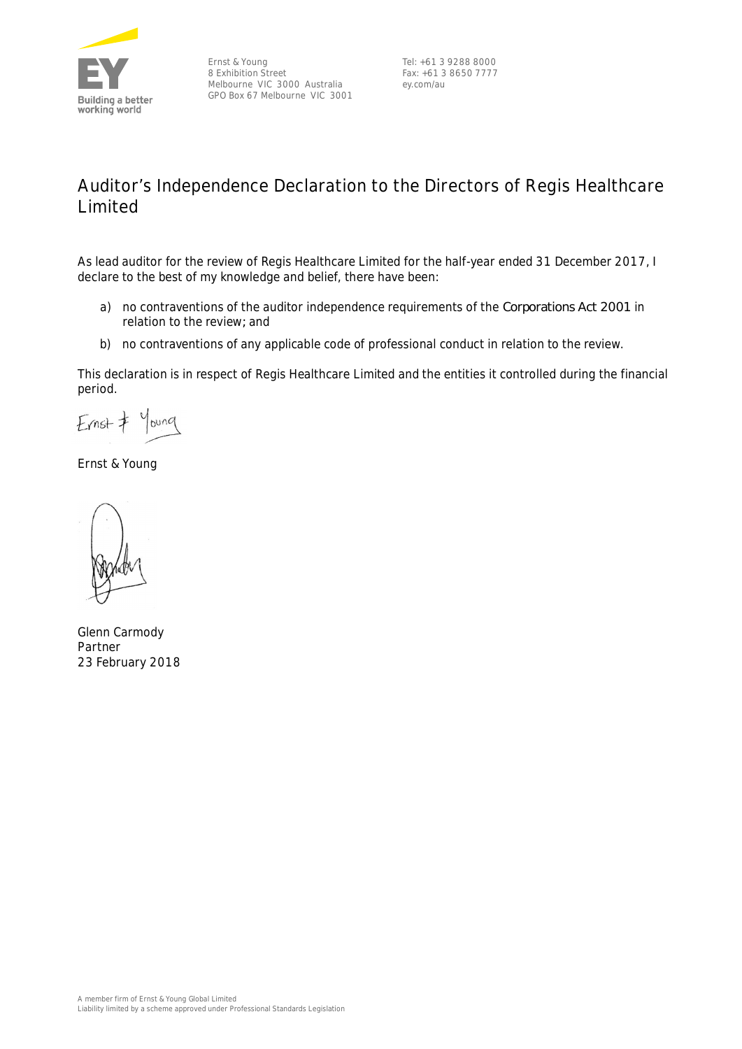Ernst & Young
8 Exhibition Street
Melbourne VIC 3000 Australia
GPO Box 67 Melbourne VIC 3001

Tel: +61 3 9288 8000
Fax: +61 3 8650 7777
ey.com/au

# Auditor's Independence Declaration to the Directors of Regis Healthcare Limited

As lead auditor for the review of Regis Healthcare Limited for the half-year ended 31 December 2017, I declare to the best of my knowledge and belief, there have been:

a) no contraventions of the auditor independence requirements of the *Corporations Act 2001* in relation to the review; and

b) no contraventions of any applicable code of professional conduct in relation to the review.

This declaration is in respect of Regis Healthcare Limited and the entities it controlled during the financial period.

Ernst & Young

Glenn Carmody
Partner
23 February 2018

A member firm of Ernst & Young Global Limited
Liability limited by a scheme approved under Professional Standards Legislation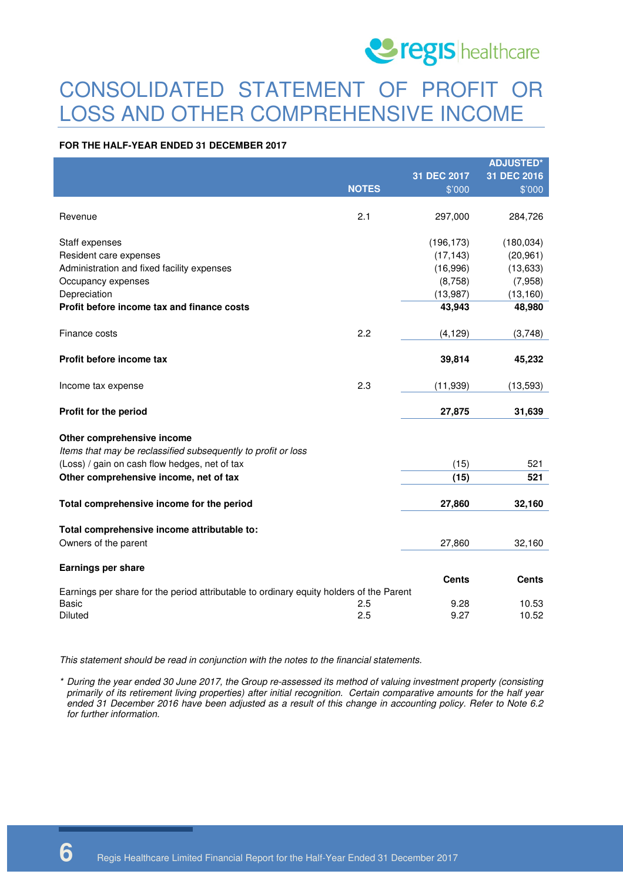# CONSOLIDATED STATEMENT OF PROFIT OR LOSS AND OTHER COMPREHENSIVE INCOME

**FOR THE HALF-YEAR ENDED 31 DECEMBER 2017**

| | NOTES | 31 DEC 2017 $'000 | ADJUSTED* 31 DEC 2016 $'000 |
|---|---|---|---|
| Revenue | 2.1 | 297,000 | 284,726 |
| Staff expenses | | (196,173) | (180,034) |
| Resident care expenses | | (17,143) | (20,961) |
| Administration and fixed facility expenses | | (16,996) | (13,633) |
| Occupancy expenses | | (8,758) | (7,958) |
| Depreciation | | (13,987) | (13,160) |
| **Profit before income tax and finance costs** | | **43,943** | **48,980** |
| Finance costs | 2.2 | (4,129) | (3,748) |
| **Profit before income tax** | | **39,814** | **45,232** |
| Income tax expense | 2.3 | (11,939) | (13,593) |
| **Profit for the period** | | **27,875** | **31,639** |
| **Other comprehensive income** | | | |
| *Items that may be reclassified subsequently to profit or loss* | | | |
| (Loss) / gain on cash flow hedges, net of tax | | (15) | 521 |
| **Other comprehensive income, net of tax** | | **(15)** | **521** |
| **Total comprehensive income for the period** | | **27,860** | **32,160** |
| **Total comprehensive income attributable to:** | | | |
| Owners of the parent | | 27,860 | 32,160 |
| **Earnings per share** | | **Cents** | **Cents** |
| Earnings per share for the period attributable to ordinary equity holders of the Parent | | | |
| Basic | 2.5 | 9.28 | 10.53 |
| Diluted | 2.5 | 9.27 | 10.52 |

*This statement should be read in conjunction with the notes to the financial statements.*

\* *During the year ended 30 June 2017, the Group re-assessed its method of valuing investment property (consisting primarily of its retirement living properties) after initial recognition. Certain comparative amounts for the half year ended 31 December 2016 have been adjusted as a result of this change in accounting policy. Refer to Note 6.2 for further information.*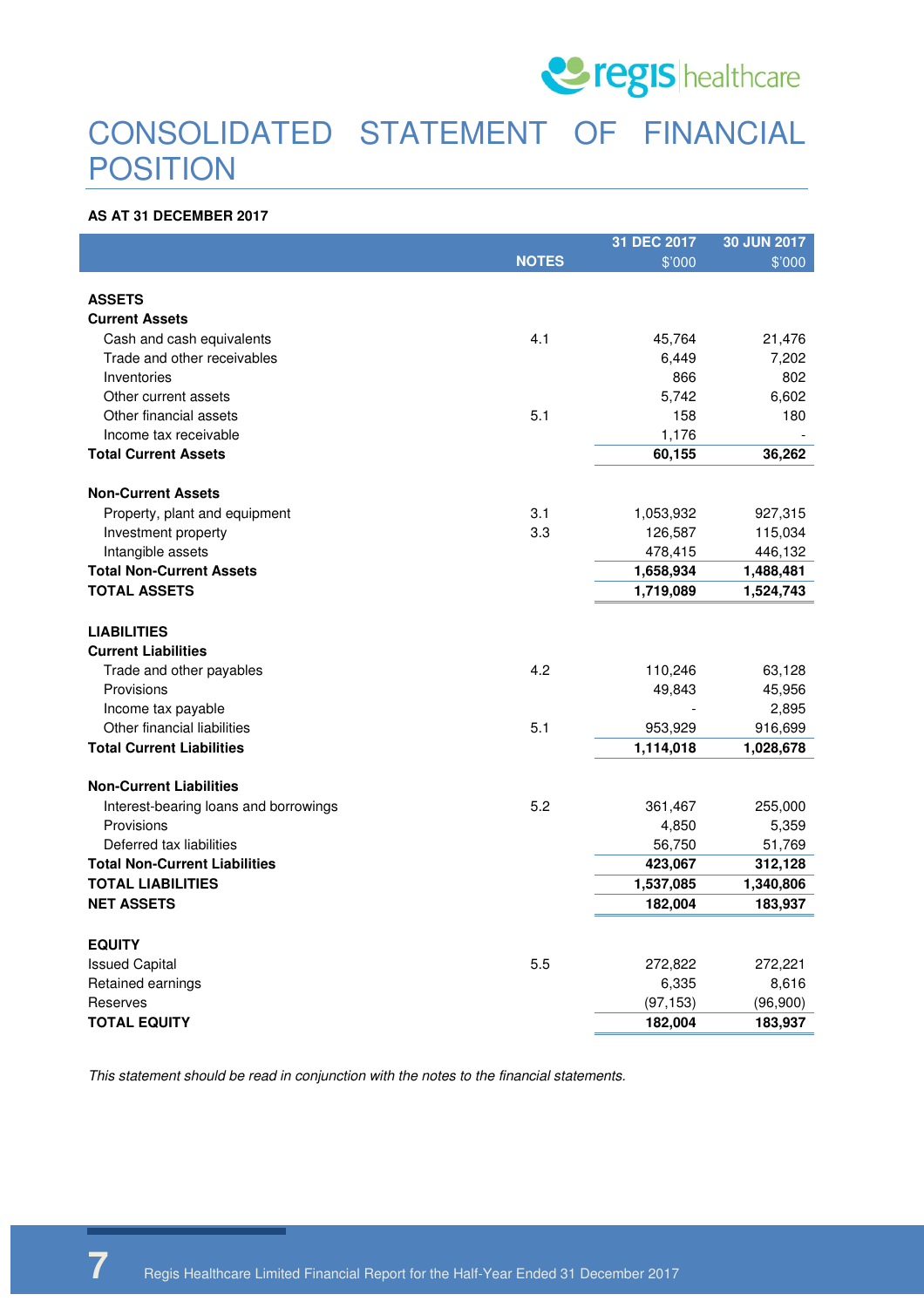# CONSOLIDATED STATEMENT OF FINANCIAL POSITION

**AS AT 31 DECEMBER 2017**

| | NOTES | 31 DEC 2017 $'000 | 30 JUN 2017 $'000 |
|---|---|---|---|
| **ASSETS** | | | |
| **Current Assets** | | | |
| Cash and cash equivalents | 4.1 | 45,764 | 21,476 |
| Trade and other receivables | | 6,449 | 7,202 |
| Inventories | | 866 | 802 |
| Other current assets | | 5,742 | 6,602 |
| Other financial assets | 5.1 | 158 | 180 |
| Income tax receivable | | 1,176 | - |
| **Total Current Assets** | | **60,155** | **36,262** |
| **Non-Current Assets** | | | |
| Property, plant and equipment | 3.1 | 1,053,932 | 927,315 |
| Investment property | 3.3 | 126,587 | 115,034 |
| Intangible assets | | 478,415 | 446,132 |
| **Total Non-Current Assets** | | **1,658,934** | **1,488,481** |
| **TOTAL ASSETS** | | **1,719,089** | **1,524,743** |
| **LIABILITIES** | | | |
| **Current Liabilities** | | | |
| Trade and other payables | 4.2 | 110,246 | 63,128 |
| Provisions | | 49,843 | 45,956 |
| Income tax payable | | - | 2,895 |
| Other financial liabilities | 5.1 | 953,929 | 916,699 |
| **Total Current Liabilities** | | **1,114,018** | **1,028,678** |
| **Non-Current Liabilities** | | | |
| Interest-bearing loans and borrowings | 5.2 | 361,467 | 255,000 |
| Provisions | | 4,850 | 5,359 |
| Deferred tax liabilities | | 56,750 | 51,769 |
| **Total Non-Current Liabilities** | | **423,067** | **312,128** |
| **TOTAL LIABILITIES** | | **1,537,085** | **1,340,806** |
| **NET ASSETS** | | **182,004** | **183,937** |
| **EQUITY** | | | |
| Issued Capital | 5.5 | 272,822 | 272,221 |
| Retained earnings | | 6,335 | 8,616 |
| Reserves | | (97,153) | (96,900) |
| **TOTAL EQUITY** | | **182,004** | **183,937** |

*This statement should be read in conjunction with the notes to the financial statements.*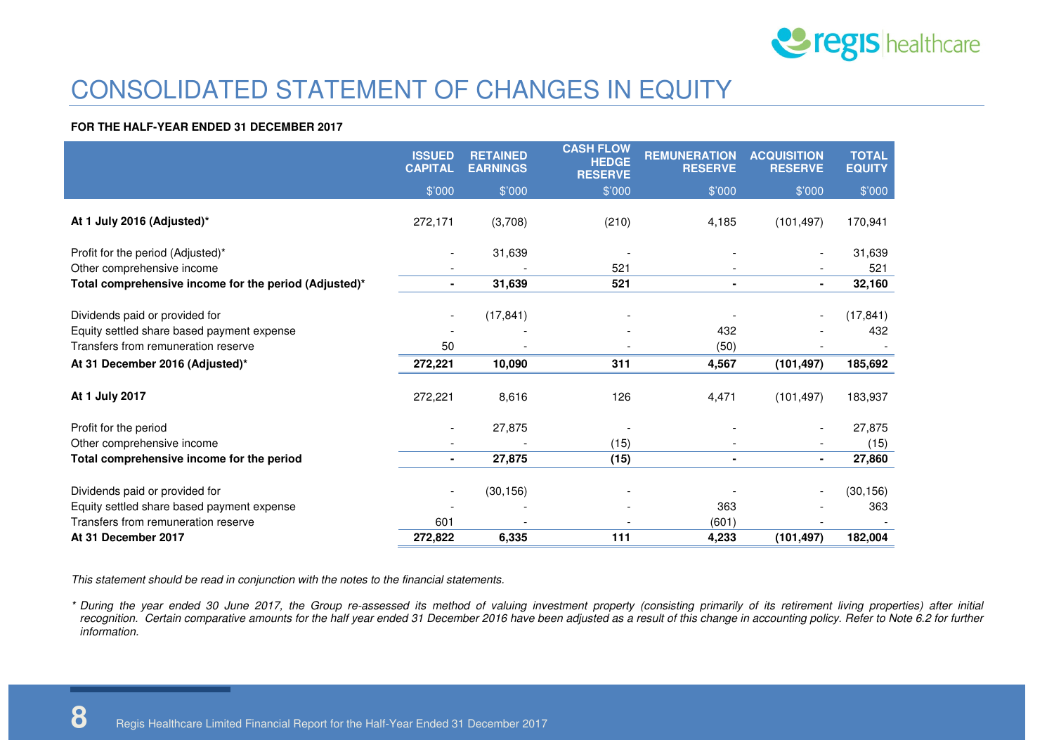# CONSOLIDATED STATEMENT OF CHANGES IN EQUITY

**FOR THE HALF-YEAR ENDED 31 DECEMBER 2017**

| | ISSUED CAPITAL | RETAINED EARNINGS | CASH FLOW HEDGE RESERVE | REMUNERATION RESERVE | ACQUISITION RESERVE | TOTAL EQUITY |
|---|---|---|---|---|---|---|
| | $'000 | $'000 | $'000 | $'000 | $'000 | $'000 |
| **At 1 July 2016 (Adjusted)*** | 272,171 | (3,708) | (210) | 4,185 | (101,497) | 170,941 |
| Profit for the period (Adjusted)* | - | 31,639 | - | - | - | 31,639 |
| Other comprehensive income | - | - | 521 | - | - | 521 |
| **Total comprehensive income for the period (Adjusted)*** | **-** | **31,639** | **521** | **-** | **-** | **32,160** |
| Dividends paid or provided for | - | (17,841) | - | - | - | (17,841) |
| Equity settled share based payment expense | - | - | - | 432 | - | 432 |
| Transfers from remuneration reserve | 50 | - | - | (50) | - | - |
| **At 31 December 2016 (Adjusted)*** | **272,221** | **10,090** | **311** | **4,567** | **(101,497)** | **185,692** |
| **At 1 July 2017** | 272,221 | 8,616 | 126 | 4,471 | (101,497) | 183,937 |
| Profit for the period | - | 27,875 | - | - | - | 27,875 |
| Other comprehensive income | - | - | (15) | - | - | (15) |
| **Total comprehensive income for the period** | **-** | **27,875** | **(15)** | **-** | **-** | **27,860** |
| Dividends paid or provided for | - | (30,156) | - | - | - | (30,156) |
| Equity settled share based payment expense | - | - | - | 363 | - | 363 |
| Transfers from remuneration reserve | 601 | - | - | (601) | - | - |
| **At 31 December 2017** | **272,822** | **6,335** | **111** | **4,233** | **(101,497)** | **182,004** |

*This statement should be read in conjunction with the notes to the financial statements.*

*\* During the year ended 30 June 2017, the Group re-assessed its method of valuing investment property (consisting primarily of its retirement living properties) after initial recognition. Certain comparative amounts for the half year ended 31 December 2016 have been adjusted as a result of this change in accounting policy. Refer to Note 6.2 for further information.*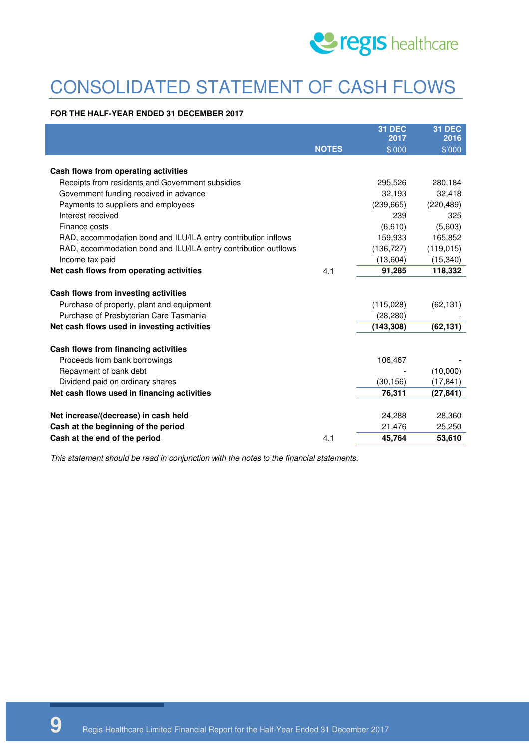# CONSOLIDATED STATEMENT OF CASH FLOWS

**FOR THE HALF-YEAR ENDED 31 DECEMBER 2017**

| | NOTES | 31 DEC 2017 $'000 | 31 DEC 2016 $'000 |
|---|---|---|---|
| **Cash flows from operating activities** | | | |
| Receipts from residents and Government subsidies | | 295,526 | 280,184 |
| Government funding received in advance | | 32,193 | 32,418 |
| Payments to suppliers and employees | | (239,665) | (220,489) |
| Interest received | | 239 | 325 |
| Finance costs | | (6,610) | (5,603) |
| RAD, accommodation bond and ILU/ILA entry contribution inflows | | 159,933 | 165,852 |
| RAD, accommodation bond and ILU/ILA entry contribution outflows | | (136,727) | (119,015) |
| Income tax paid | | (13,604) | (15,340) |
| **Net cash flows from operating activities** | 4.1 | **91,285** | **118,332** |
| **Cash flows from investing activities** | | | |
| Purchase of property, plant and equipment | | (115,028) | (62,131) |
| Purchase of Presbyterian Care Tasmania | | (28,280) | - |
| **Net cash flows used in investing activities** | | **(143,308)** | **(62,131)** |
| **Cash flows from financing activities** | | | |
| Proceeds from bank borrowings | | 106,467 | - |
| Repayment of bank debt | | - | (10,000) |
| Dividend paid on ordinary shares | | (30,156) | (17,841) |
| **Net cash flows used in financing activities** | | **76,311** | **(27,841)** |
| **Net increase/(decrease) in cash held** | | 24,288 | 28,360 |
| **Cash at the beginning of the period** | | 21,476 | 25,250 |
| **Cash at the end of the period** | 4.1 | **45,764** | **53,610** |

*This statement should be read in conjunction with the notes to the financial statements.*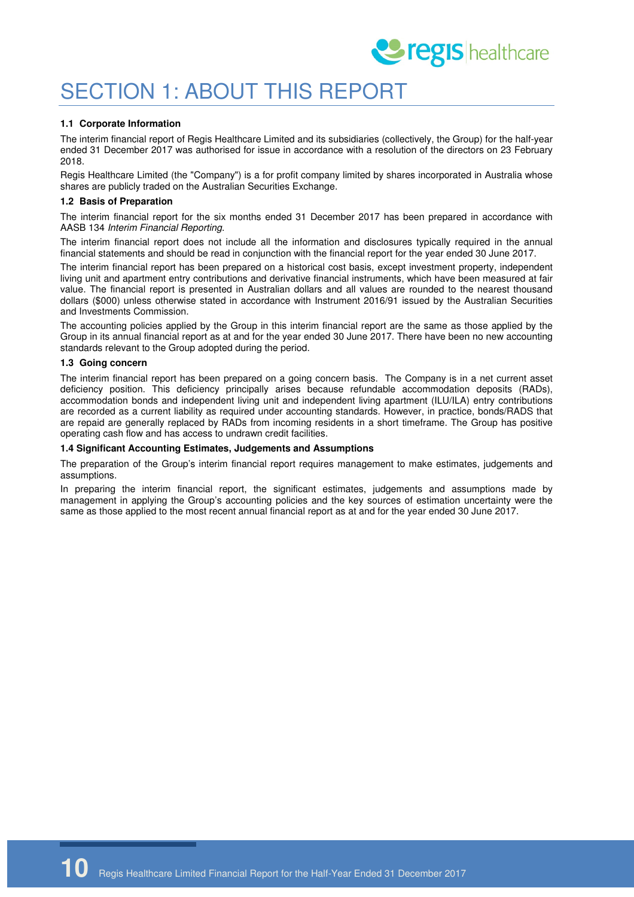# SECTION 1: ABOUT THIS REPORT

### 1.1 Corporate Information

The interim financial report of Regis Healthcare Limited and its subsidiaries (collectively, the Group) for the half-year ended 31 December 2017 was authorised for issue in accordance with a resolution of the directors on 23 February 2018.

Regis Healthcare Limited (the "Company") is a for profit company limited by shares incorporated in Australia whose shares are publicly traded on the Australian Securities Exchange.

### 1.2 Basis of Preparation

The interim financial report for the six months ended 31 December 2017 has been prepared in accordance with AASB 134 *Interim Financial Reporting*.

The interim financial report does not include all the information and disclosures typically required in the annual financial statements and should be read in conjunction with the financial report for the year ended 30 June 2017.

The interim financial report has been prepared on a historical cost basis, except investment property, independent living unit and apartment entry contributions and derivative financial instruments, which have been measured at fair value. The financial report is presented in Australian dollars and all values are rounded to the nearest thousand dollars ($000) unless otherwise stated in accordance with Instrument 2016/91 issued by the Australian Securities and Investments Commission.

The accounting policies applied by the Group in this interim financial report are the same as those applied by the Group in its annual financial report as at and for the year ended 30 June 2017. There have been no new accounting standards relevant to the Group adopted during the period.

### 1.3 Going concern

The interim financial report has been prepared on a going concern basis. The Company is in a net current asset deficiency position. This deficiency principally arises because refundable accommodation deposits (RADs), accommodation bonds and independent living unit and independent living apartment (ILU/ILA) entry contributions are recorded as a current liability as required under accounting standards. However, in practice, bonds/RADS that are repaid are generally replaced by RADs from incoming residents in a short timeframe. The Group has positive operating cash flow and has access to undrawn credit facilities.

### 1.4 Significant Accounting Estimates, Judgements and Assumptions

The preparation of the Group's interim financial report requires management to make estimates, judgements and assumptions.

In preparing the interim financial report, the significant estimates, judgements and assumptions made by management in applying the Group's accounting policies and the key sources of estimation uncertainty were the same as those applied to the most recent annual financial report as at and for the year ended 30 June 2017.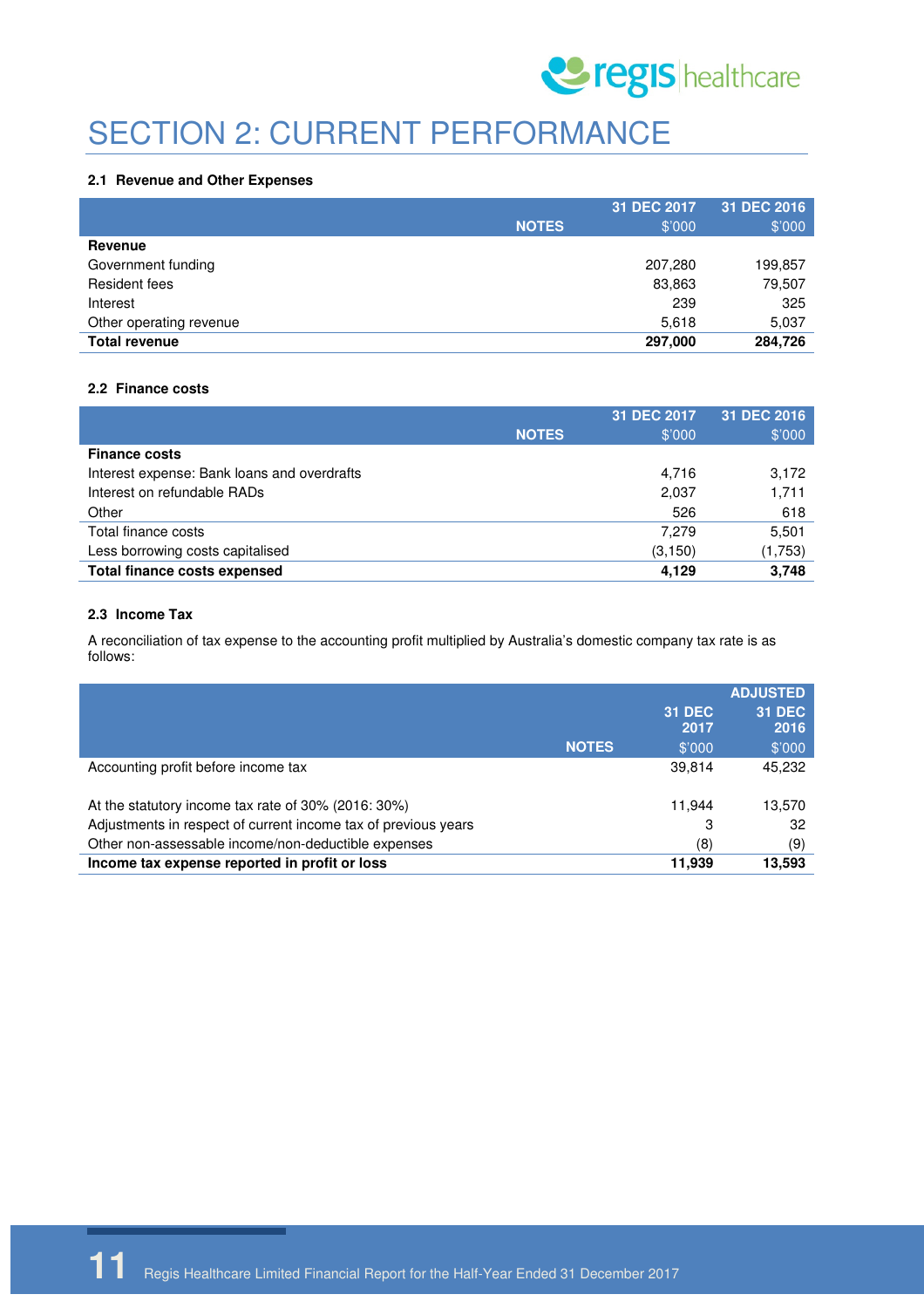# SECTION 2: CURRENT PERFORMANCE

### 2.1 Revenue and Other Expenses

| | NOTES | 31 DEC 2017 $'000 | 31 DEC 2016 $'000 |
|---|---|---|---|
| **Revenue** | | | |
| Government funding | | 207,280 | 199,857 |
| Resident fees | | 83,863 | 79,507 |
| Interest | | 239 | 325 |
| Other operating revenue | | 5,618 | 5,037 |
| **Total revenue** | | **297,000** | **284,726** |

### 2.2 Finance costs

| | NOTES | 31 DEC 2017 $'000 | 31 DEC 2016 $'000 |
|---|---|---|---|
| **Finance costs** | | | |
| Interest expense: Bank loans and overdrafts | | 4,716 | 3,172 |
| Interest on refundable RADs | | 2,037 | 1,711 |
| Other | | 526 | 618 |
| Total finance costs | | 7,279 | 5,501 |
| Less borrowing costs capitalised | | (3,150) | (1,753) |
| **Total finance costs expensed** | | **4,129** | **3,748** |

### 2.3 Income Tax

A reconciliation of tax expense to the accounting profit multiplied by Australia's domestic company tax rate is as follows:

| | NOTES | 31 DEC 2017 $'000 | ADJUSTED 31 DEC 2016 $'000 |
|---|---|---|---|
| Accounting profit before income tax | | 39,814 | 45,232 |
| | | | |
| At the statutory income tax rate of 30% (2016: 30%) | | 11,944 | 13,570 |
| Adjustments in respect of current income tax of previous years | | 3 | 32 |
| Other non-assessable income/non-deductible expenses | | (8) | (9) |
| **Income tax expense reported in profit or loss** | | **11,939** | **13,593** |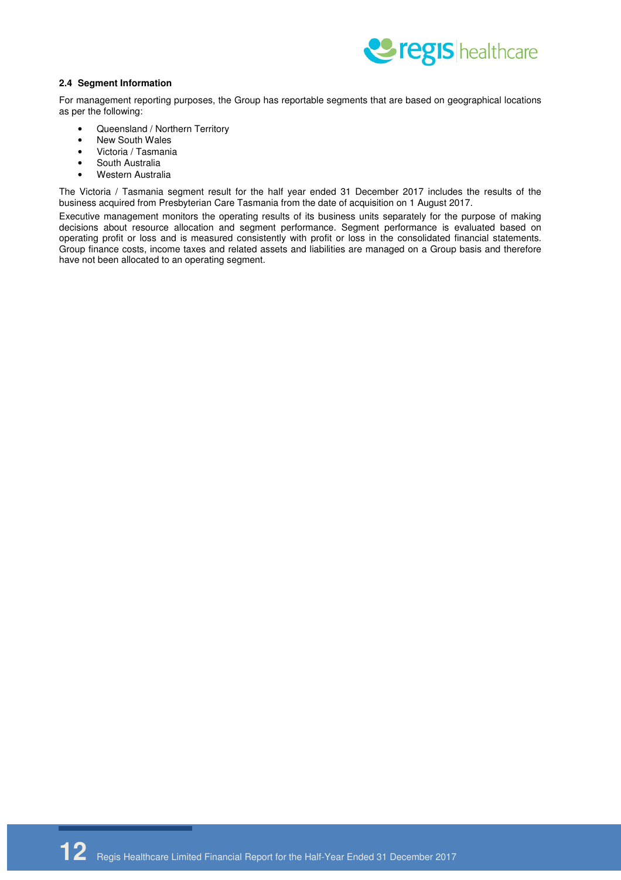### 2.4 Segment Information

For management reporting purposes, the Group has reportable segments that are based on geographical locations as per the following:

- Queensland / Northern Territory
- New South Wales
- Victoria / Tasmania
- South Australia
- Western Australia

The Victoria / Tasmania segment result for the half year ended 31 December 2017 includes the results of the business acquired from Presbyterian Care Tasmania from the date of acquisition on 1 August 2017.

Executive management monitors the operating results of its business units separately for the purpose of making decisions about resource allocation and segment performance. Segment performance is evaluated based on operating profit or loss and is measured consistently with profit or loss in the consolidated financial statements. Group finance costs, income taxes and related assets and liabilities are managed on a Group basis and therefore have not been allocated to an operating segment.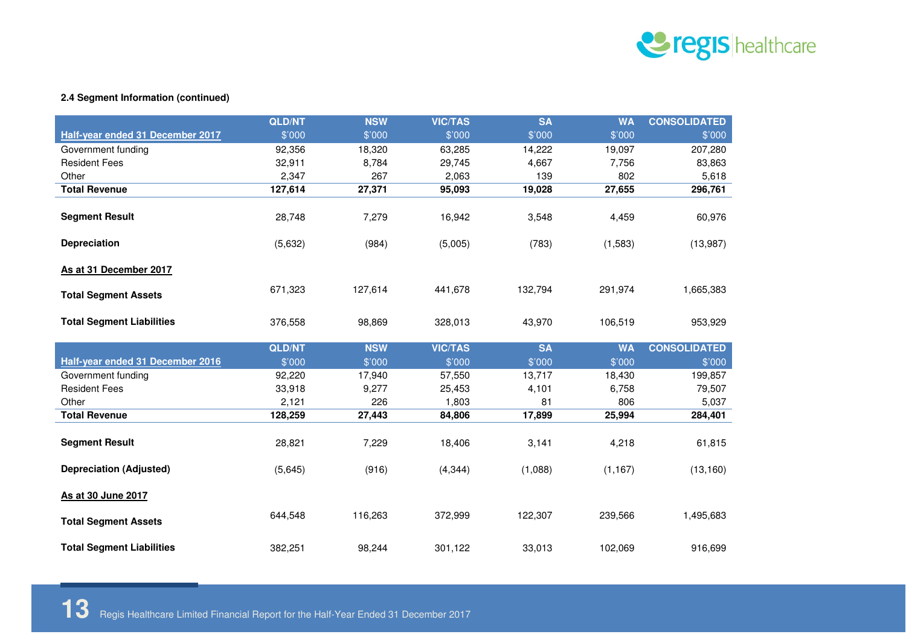**2.4 Segment Information (continued)**

| Half-year ended 31 December 2017 | QLD/NT $'000 | NSW $'000 | VIC/TAS $'000 | SA $'000 | WA $'000 | CONSOLIDATED $'000 |
|---|---|---|---|---|---|---|
| Government funding | 92,356 | 18,320 | 63,285 | 14,222 | 19,097 | 207,280 |
| Resident Fees | 32,911 | 8,784 | 29,745 | 4,667 | 7,756 | 83,863 |
| Other | 2,347 | 267 | 2,063 | 139 | 802 | 5,618 |
| **Total Revenue** | **127,614** | **27,371** | **95,093** | **19,028** | **27,655** | **296,761** |
| **Segment Result** | 28,748 | 7,279 | 16,942 | 3,548 | 4,459 | 60,976 |
| **Depreciation** | (5,632) | (984) | (5,005) | (783) | (1,583) | (13,987) |
| **As at 31 December 2017** | | | | | | |
| **Total Segment Assets** | 671,323 | 127,614 | 441,678 | 132,794 | 291,974 | 1,665,383 |
| **Total Segment Liabilities** | 376,558 | 98,869 | 328,013 | 43,970 | 106,519 | 953,929 |

| Half-year ended 31 December 2016 | QLD/NT $'000 | NSW $'000 | VIC/TAS $'000 | SA $'000 | WA $'000 | CONSOLIDATED $'000 |
|---|---|---|---|---|---|---|
| Government funding | 92,220 | 17,940 | 57,550 | 13,717 | 18,430 | 199,857 |
| Resident Fees | 33,918 | 9,277 | 25,453 | 4,101 | 6,758 | 79,507 |
| Other | 2,121 | 226 | 1,803 | 81 | 806 | 5,037 |
| **Total Revenue** | **128,259** | **27,443** | **84,806** | **17,899** | **25,994** | **284,401** |
| **Segment Result** | 28,821 | 7,229 | 18,406 | 3,141 | 4,218 | 61,815 |
| **Depreciation (Adjusted)** | (5,645) | (916) | (4,344) | (1,088) | (1,167) | (13,160) |
| **As at 30 June 2017** | | | | | | |
| **Total Segment Assets** | 644,548 | 116,263 | 372,999 | 122,307 | 239,566 | 1,495,683 |
| **Total Segment Liabilities** | 382,251 | 98,244 | 301,122 | 33,013 | 102,069 | 916,699 |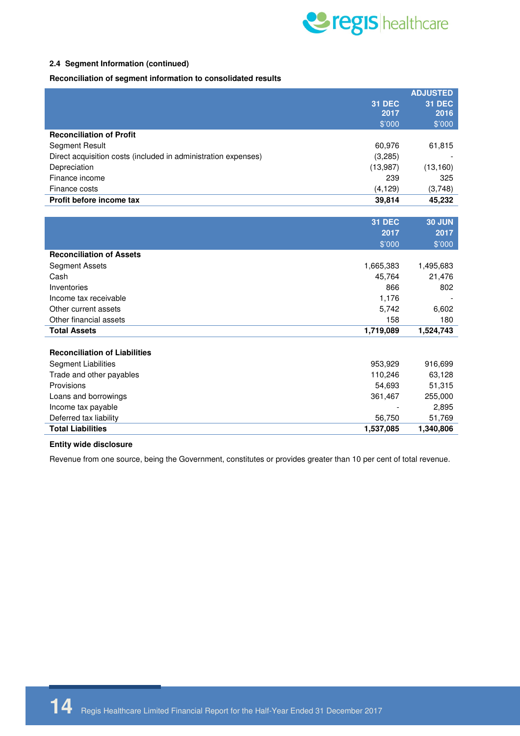**2.4 Segment Information (continued)**

**Reconciliation of segment information to consolidated results**

| | 31 DEC 2017 $'000 | ADJUSTED 31 DEC 2016 $'000 |
|---|---|---|
| **Reconciliation of Profit** | | |
| Segment Result | 60,976 | 61,815 |
| Direct acquisition costs (included in administration expenses) | (3,285) | - |
| Depreciation | (13,987) | (13,160) |
| Finance income | 239 | 325 |
| Finance costs | (4,129) | (3,748) |
| **Profit before income tax** | **39,814** | **45,232** |

| | 31 DEC 2017 $'000 | 30 JUN 2017 $'000 |
|---|---|---|
| **Reconciliation of Assets** | | |
| Segment Assets | 1,665,383 | 1,495,683 |
| Cash | 45,764 | 21,476 |
| Inventories | 866 | 802 |
| Income tax receivable | 1,176 | - |
| Other current assets | 5,742 | 6,602 |
| Other financial assets | 158 | 180 |
| **Total Assets** | **1,719,089** | **1,524,743** |
| | | |
| **Reconciliation of Liabilities** | | |
| Segment Liabilities | 953,929 | 916,699 |
| Trade and other payables | 110,246 | 63,128 |
| Provisions | 54,693 | 51,315 |
| Loans and borrowings | 361,467 | 255,000 |
| Income tax payable | - | 2,895 |
| Deferred tax liability | 56,750 | 51,769 |
| **Total Liabilities** | **1,537,085** | **1,340,806** |

**Entity wide disclosure**

Revenue from one source, being the Government, constitutes or provides greater than 10 per cent of total revenue.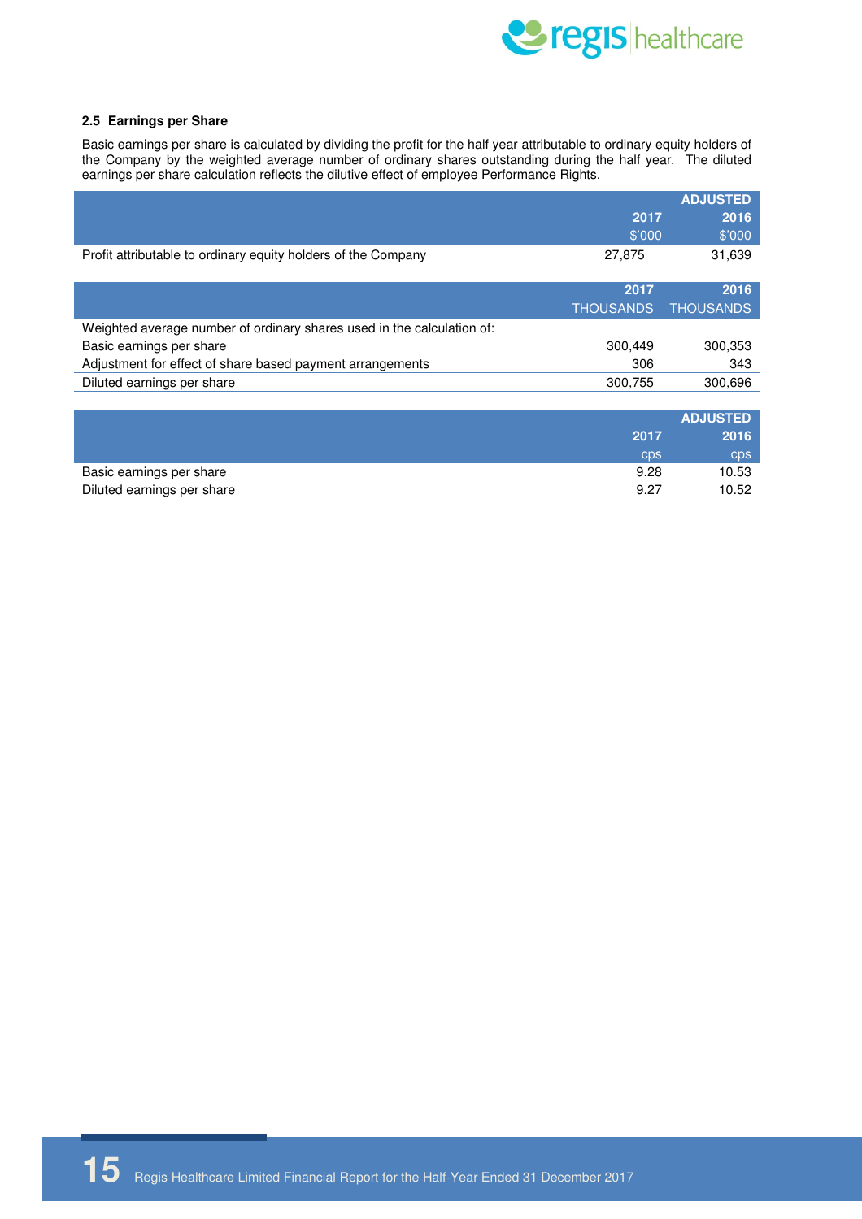### 2.5 Earnings per Share

Basic earnings per share is calculated by dividing the profit for the half year attributable to ordinary equity holders of the Company by the weighted average number of ordinary shares outstanding during the half year. The diluted earnings per share calculation reflects the dilutive effect of employee Performance Rights.

| | 2017 | ADJUSTED 2016 |
|---|---|---|
| | $'000 | $'000 |
| Profit attributable to ordinary equity holders of the Company | 27,875 | 31,639 |

| | 2017 | 2016 |
|---|---|---|
| | THOUSANDS | THOUSANDS |
| Weighted average number of ordinary shares used in the calculation of: | | |
| Basic earnings per share | 300,449 | 300,353 |
| Adjustment for effect of share based payment arrangements | 306 | 343 |
| Diluted earnings per share | 300,755 | 300,696 |

| | 2017 | ADJUSTED 2016 |
|---|---|---|
| | cps | cps |
| Basic earnings per share | 9.28 | 10.53 |
| Diluted earnings per share | 9.27 | 10.52 |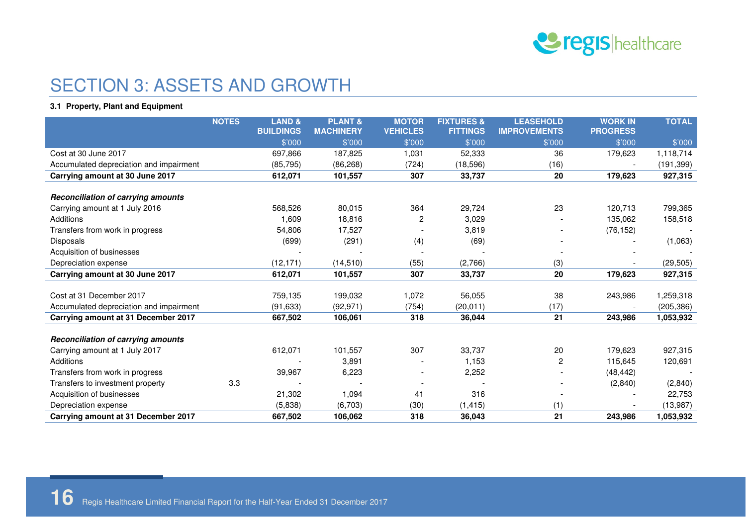# SECTION 3: ASSETS AND GROWTH

**3.1 Property, Plant and Equipment**

| | NOTES | LAND & BUILDINGS | PLANT & MACHINERY | MOTOR VEHICLES | FIXTURES & FITTINGS | LEASEHOLD IMPROVEMENTS | WORK IN PROGRESS | TOTAL |
|---|---|---|---|---|---|---|---|---|
| | | $'000 | $'000 | $'000 | $'000 | $'000 | $'000 | $'000 |
| Cost at 30 June 2017 | | 697,866 | 187,825 | 1,031 | 52,333 | 36 | 179,623 | 1,118,714 |
| Accumulated depreciation and impairment | | (85,795) | (86,268) | (724) | (18,596) | (16) | - | (191,399) |
| **Carrying amount at 30 June 2017** | | **612,071** | **101,557** | **307** | **33,737** | **20** | **179,623** | **927,315** |
| ***Reconciliation of carrying amounts*** | | | | | | | | |
| Carrying amount at 1 July 2016 | | 568,526 | 80,015 | 364 | 29,724 | 23 | 120,713 | 799,365 |
| Additions | | 1,609 | 18,816 | 2 | 3,029 | - | 135,062 | 158,518 |
| Transfers from work in progress | | 54,806 | 17,527 | - | 3,819 | - | (76,152) | - |
| Disposals | | (699) | (291) | (4) | (69) | - | - | (1,063) |
| Acquisition of businesses | | - | - | - | - | - | - | - |
| Depreciation expense | | (12,171) | (14,510) | (55) | (2,766) | (3) | - | (29,505) |
| **Carrying amount at 30 June 2017** | | **612,071** | **101,557** | **307** | **33,737** | **20** | **179,623** | **927,315** |
| Cost at 31 December 2017 | | 759,135 | 199,032 | 1,072 | 56,055 | 38 | 243,986 | 1,259,318 |
| Accumulated depreciation and impairment | | (91,633) | (92,971) | (754) | (20,011) | (17) | - | (205,386) |
| **Carrying amount at 31 December 2017** | | **667,502** | **106,061** | **318** | **36,044** | **21** | **243,986** | **1,053,932** |
| ***Reconciliation of carrying amounts*** | | | | | | | | |
| Carrying amount at 1 July 2017 | | 612,071 | 101,557 | 307 | 33,737 | 20 | 179,623 | 927,315 |
| Additions | | - | 3,891 | - | 1,153 | 2 | 115,645 | 120,691 |
| Transfers from work in progress | | 39,967 | 6,223 | - | 2,252 | - | (48,442) | - |
| Transfers to investment property | 3.3 | - | - | - | - | - | (2,840) | (2,840) |
| Acquisition of businesses | | 21,302 | 1,094 | 41 | 316 | - | - | 22,753 |
| Depreciation expense | | (5,838) | (6,703) | (30) | (1,415) | (1) | - | (13,987) |
| **Carrying amount at 31 December 2017** | | **667,502** | **106,062** | **318** | **36,043** | **21** | **243,986** | **1,053,932** |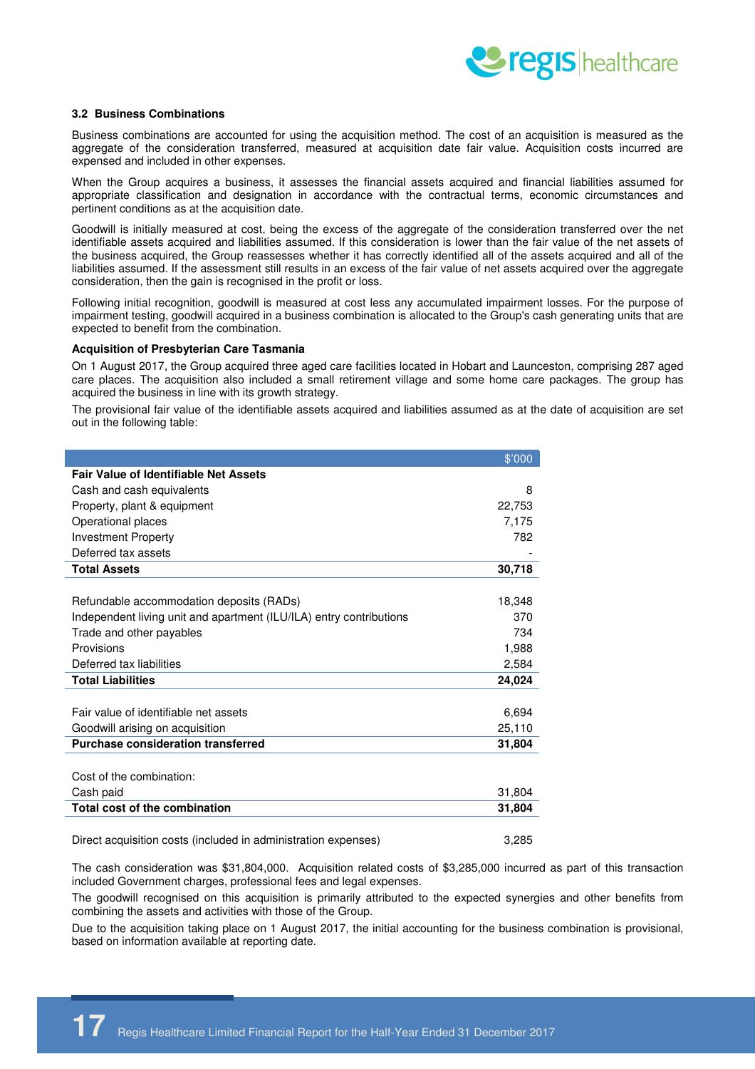### 3.2 Business Combinations

Business combinations are accounted for using the acquisition method. The cost of an acquisition is measured as the aggregate of the consideration transferred, measured at acquisition date fair value. Acquisition costs incurred are expensed and included in other expenses.

When the Group acquires a business, it assesses the financial assets acquired and financial liabilities assumed for appropriate classification and designation in accordance with the contractual terms, economic circumstances and pertinent conditions as at the acquisition date.

Goodwill is initially measured at cost, being the excess of the aggregate of the consideration transferred over the net identifiable assets acquired and liabilities assumed. If this consideration is lower than the fair value of the net assets of the business acquired, the Group reassesses whether it has correctly identified all of the assets acquired and all of the liabilities assumed. If the assessment still results in an excess of the fair value of net assets acquired over the aggregate consideration, then the gain is recognised in the profit or loss.

Following initial recognition, goodwill is measured at cost less any accumulated impairment losses. For the purpose of impairment testing, goodwill acquired in a business combination is allocated to the Group's cash generating units that are expected to benefit from the combination.

**Acquisition of Presbyterian Care Tasmania**

On 1 August 2017, the Group acquired three aged care facilities located in Hobart and Launceston, comprising 287 aged care places. The acquisition also included a small retirement village and some home care packages. The group has acquired the business in line with its growth strategy.

The provisional fair value of the identifiable assets acquired and liabilities assumed as at the date of acquisition are set out in the following table:

| | $'000 |
|---|---|
| **Fair Value of Identifiable Net Assets** | |
| Cash and cash equivalents | 8 |
| Property, plant & equipment | 22,753 |
| Operational places | 7,175 |
| Investment Property | 782 |
| Deferred tax assets | - |
| **Total Assets** | **30,718** |
| | |
| Refundable accommodation deposits (RADs) | 18,348 |
| Independent living unit and apartment (ILU/ILA) entry contributions | 370 |
| Trade and other payables | 734 |
| Provisions | 1,988 |
| Deferred tax liabilities | 2,584 |
| **Total Liabilities** | **24,024** |
| | |
| Fair value of identifiable net assets | 6,694 |
| Goodwill arising on acquisition | 25,110 |
| **Purchase consideration transferred** | **31,804** |
| | |
| Cost of the combination: | |
| Cash paid | 31,804 |
| **Total cost of the combination** | **31,804** |
| | |
| Direct acquisition costs (included in administration expenses) | 3,285 |

The cash consideration was $31,804,000. Acquisition related costs of $3,285,000 incurred as part of this transaction included Government charges, professional fees and legal expenses.

The goodwill recognised on this acquisition is primarily attributed to the expected synergies and other benefits from combining the assets and activities with those of the Group.

Due to the acquisition taking place on 1 August 2017, the initial accounting for the business combination is provisional, based on information available at reporting date.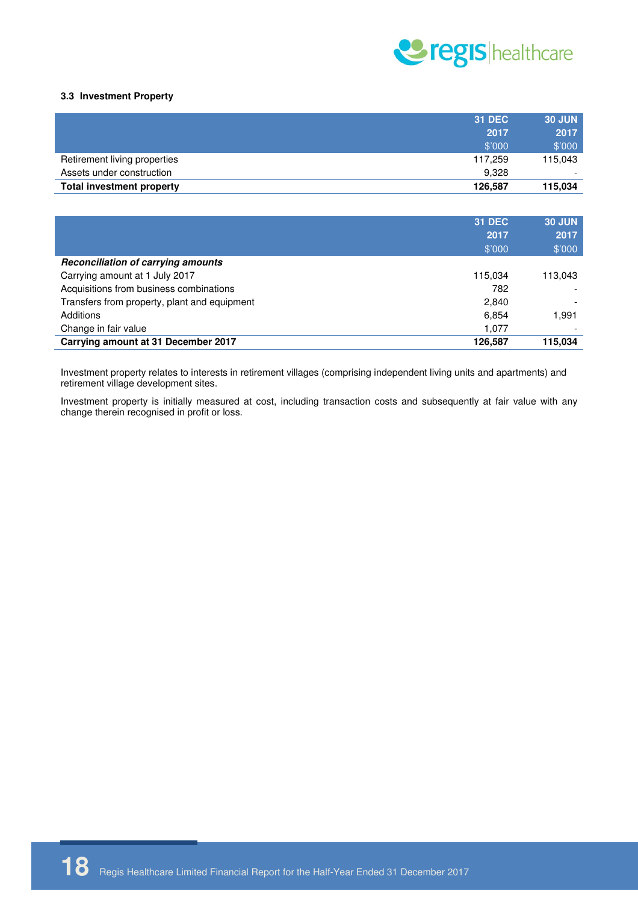### 3.3 Investment Property

| | 31 DEC 2017 $'000 | 30 JUN 2017 $'000 |
|---|---|---|
| Retirement living properties | 117,259 | 115,043 |
| Assets under construction | 9,328 | - |
| **Total investment property** | **126,587** | **115,034** |

| | 31 DEC 2017 $'000 | 30 JUN 2017 $'000 |
|---|---|---|
| ***Reconciliation of carrying amounts*** | | |
| Carrying amount at 1 July 2017 | 115,034 | 113,043 |
| Acquisitions from business combinations | 782 | - |
| Transfers from property, plant and equipment | 2,840 | - |
| Additions | 6,854 | 1,991 |
| Change in fair value | 1,077 | - |
| **Carrying amount at 31 December 2017** | **126,587** | **115,034** |

Investment property relates to interests in retirement villages (comprising independent living units and apartments) and retirement village development sites.

Investment property is initially measured at cost, including transaction costs and subsequently at fair value with any change therein recognised in profit or loss.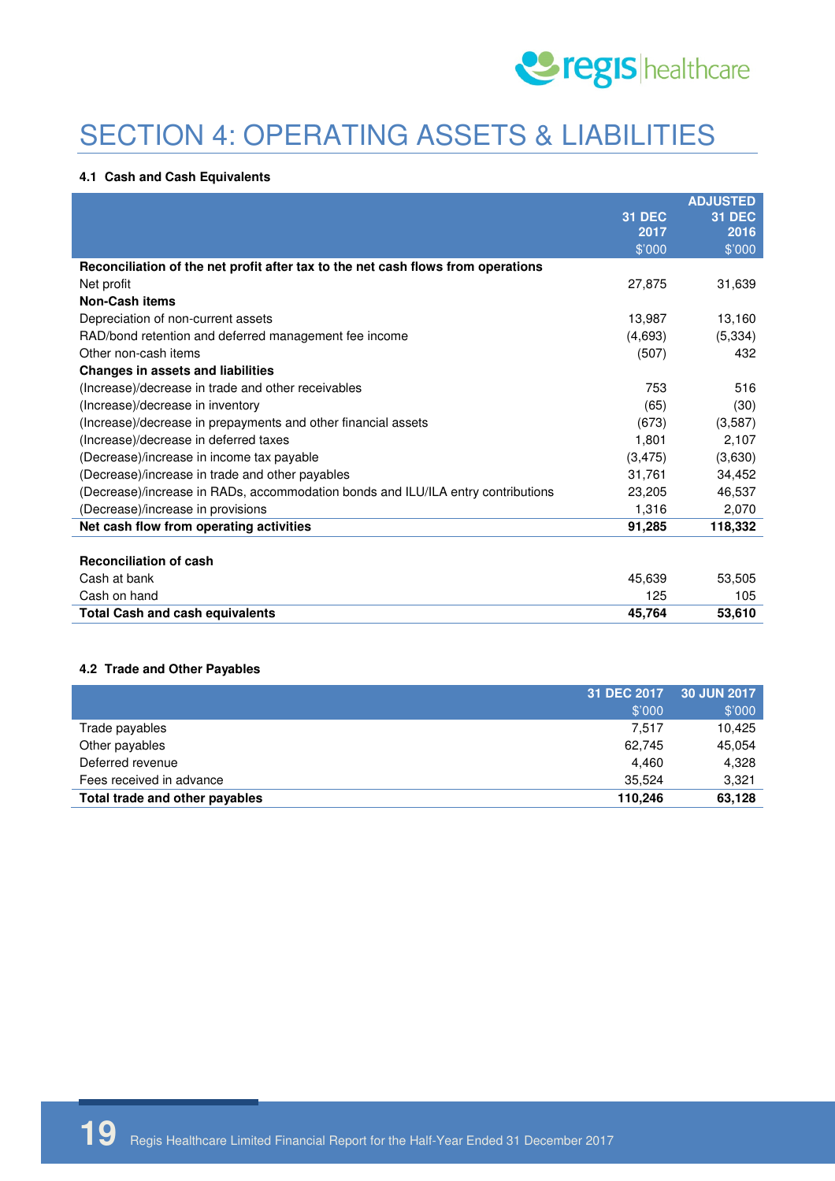# SECTION 4: OPERATING ASSETS & LIABILITIES

#### 4.1 Cash and Cash Equivalents

| | 31 DEC 2017 $'000 | ADJUSTED 31 DEC 2016 $'000 |
|---|---|---|
| **Reconciliation of the net profit after tax to the net cash flows from operations** | | |
| Net profit | 27,875 | 31,639 |
| **Non-Cash items** | | |
| Depreciation of non-current assets | 13,987 | 13,160 |
| RAD/bond retention and deferred management fee income | (4,693) | (5,334) |
| Other non-cash items | (507) | 432 |
| **Changes in assets and liabilities** | | |
| (Increase)/decrease in trade and other receivables | 753 | 516 |
| (Increase)/decrease in inventory | (65) | (30) |
| (Increase)/decrease in prepayments and other financial assets | (673) | (3,587) |
| (Increase)/decrease in deferred taxes | 1,801 | 2,107 |
| (Decrease)/increase in income tax payable | (3,475) | (3,630) |
| (Decrease)/increase in trade and other payables | 31,761 | 34,452 |
| (Decrease)/increase in RADs, accommodation bonds and ILU/ILA entry contributions | 23,205 | 46,537 |
| (Decrease)/increase in provisions | 1,316 | 2,070 |
| **Net cash flow from operating activities** | **91,285** | **118,332** |
| | | |
| **Reconciliation of cash** | | |
| Cash at bank | 45,639 | 53,505 |
| Cash on hand | 125 | 105 |
| **Total Cash and cash equivalents** | **45,764** | **53,610** |

#### 4.2 Trade and Other Payables

| | 31 DEC 2017 $'000 | 30 JUN 2017 $'000 |
|---|---|---|
| Trade payables | 7,517 | 10,425 |
| Other payables | 62,745 | 45,054 |
| Deferred revenue | 4,460 | 4,328 |
| Fees received in advance | 35,524 | 3,321 |
| **Total trade and other payables** | **110,246** | **63,128** |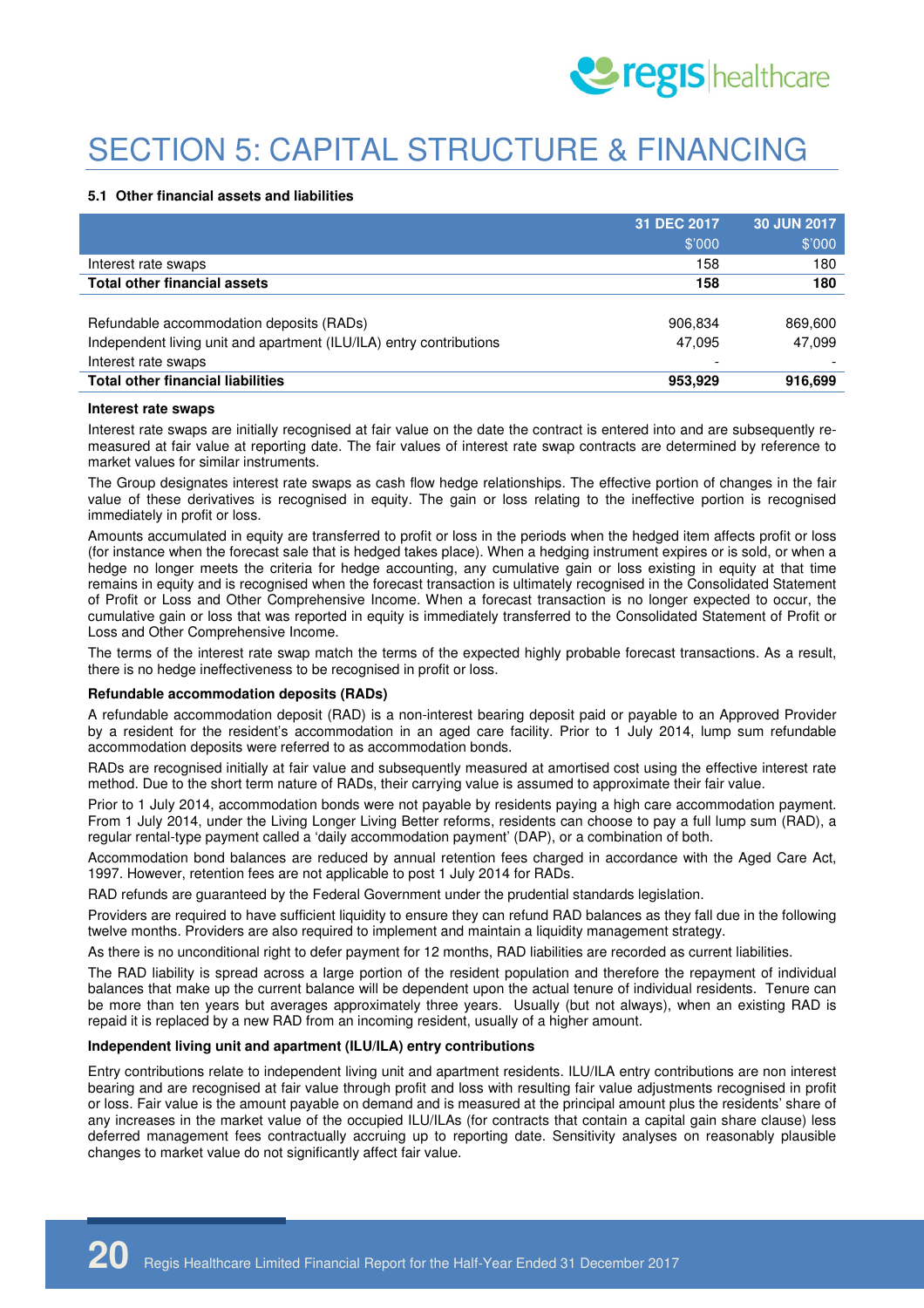# SECTION 5: CAPITAL STRUCTURE & FINANCING

### 5.1 Other financial assets and liabilities

| | 31 DEC 2017 | 30 JUN 2017 |
|---|---|---|
| | $'000 | $'000 |
| Interest rate swaps | 158 | 180 |
| **Total other financial assets** | **158** | **180** |
| | | |
| Refundable accommodation deposits (RADs) | 906,834 | 869,600 |
| Independent living unit and apartment (ILU/ILA) entry contributions | 47,095 | 47,099 |
| Interest rate swaps | - | - |
| **Total other financial liabilities** | **953,929** | **916,699** |

**Interest rate swaps**

Interest rate swaps are initially recognised at fair value on the date the contract is entered into and are subsequently re-measured at fair value at reporting date. The fair values of interest rate swap contracts are determined by reference to market values for similar instruments.

The Group designates interest rate swaps as cash flow hedge relationships. The effective portion of changes in the fair value of these derivatives is recognised in equity. The gain or loss relating to the ineffective portion is recognised immediately in profit or loss.

Amounts accumulated in equity are transferred to profit or loss in the periods when the hedged item affects profit or loss (for instance when the forecast sale that is hedged takes place). When a hedging instrument expires or is sold, or when a hedge no longer meets the criteria for hedge accounting, any cumulative gain or loss existing in equity at that time remains in equity and is recognised when the forecast transaction is ultimately recognised in the Consolidated Statement of Profit or Loss and Other Comprehensive Income. When a forecast transaction is no longer expected to occur, the cumulative gain or loss that was reported in equity is immediately transferred to the Consolidated Statement of Profit or Loss and Other Comprehensive Income.

The terms of the interest rate swap match the terms of the expected highly probable forecast transactions. As a result, there is no hedge ineffectiveness to be recognised in profit or loss.

**Refundable accommodation deposits (RADs)**

A refundable accommodation deposit (RAD) is a non-interest bearing deposit paid or payable to an Approved Provider by a resident for the resident's accommodation in an aged care facility. Prior to 1 July 2014, lump sum refundable accommodation deposits were referred to as accommodation bonds.

RADs are recognised initially at fair value and subsequently measured at amortised cost using the effective interest rate method. Due to the short term nature of RADs, their carrying value is assumed to approximate their fair value.

Prior to 1 July 2014, accommodation bonds were not payable by residents paying a high care accommodation payment. From 1 July 2014, under the Living Longer Living Better reforms, residents can choose to pay a full lump sum (RAD), a regular rental-type payment called a 'daily accommodation payment' (DAP), or a combination of both.

Accommodation bond balances are reduced by annual retention fees charged in accordance with the Aged Care Act, 1997. However, retention fees are not applicable to post 1 July 2014 for RADs.

RAD refunds are guaranteed by the Federal Government under the prudential standards legislation.

Providers are required to have sufficient liquidity to ensure they can refund RAD balances as they fall due in the following twelve months. Providers are also required to implement and maintain a liquidity management strategy.

As there is no unconditional right to defer payment for 12 months, RAD liabilities are recorded as current liabilities.

The RAD liability is spread across a large portion of the resident population and therefore the repayment of individual balances that make up the current balance will be dependent upon the actual tenure of individual residents. Tenure can be more than ten years but averages approximately three years. Usually (but not always), when an existing RAD is repaid it is replaced by a new RAD from an incoming resident, usually of a higher amount.

**Independent living unit and apartment (ILU/ILA) entry contributions**

Entry contributions relate to independent living unit and apartment residents. ILU/ILA entry contributions are non interest bearing and are recognised at fair value through profit and loss with resulting fair value adjustments recognised in profit or loss. Fair value is the amount payable on demand and is measured at the principal amount plus the residents' share of any increases in the market value of the occupied ILU/ILAs (for contracts that contain a capital gain share clause) less deferred management fees contractually accruing up to reporting date. Sensitivity analyses on reasonably plausible changes to market value do not significantly affect fair value.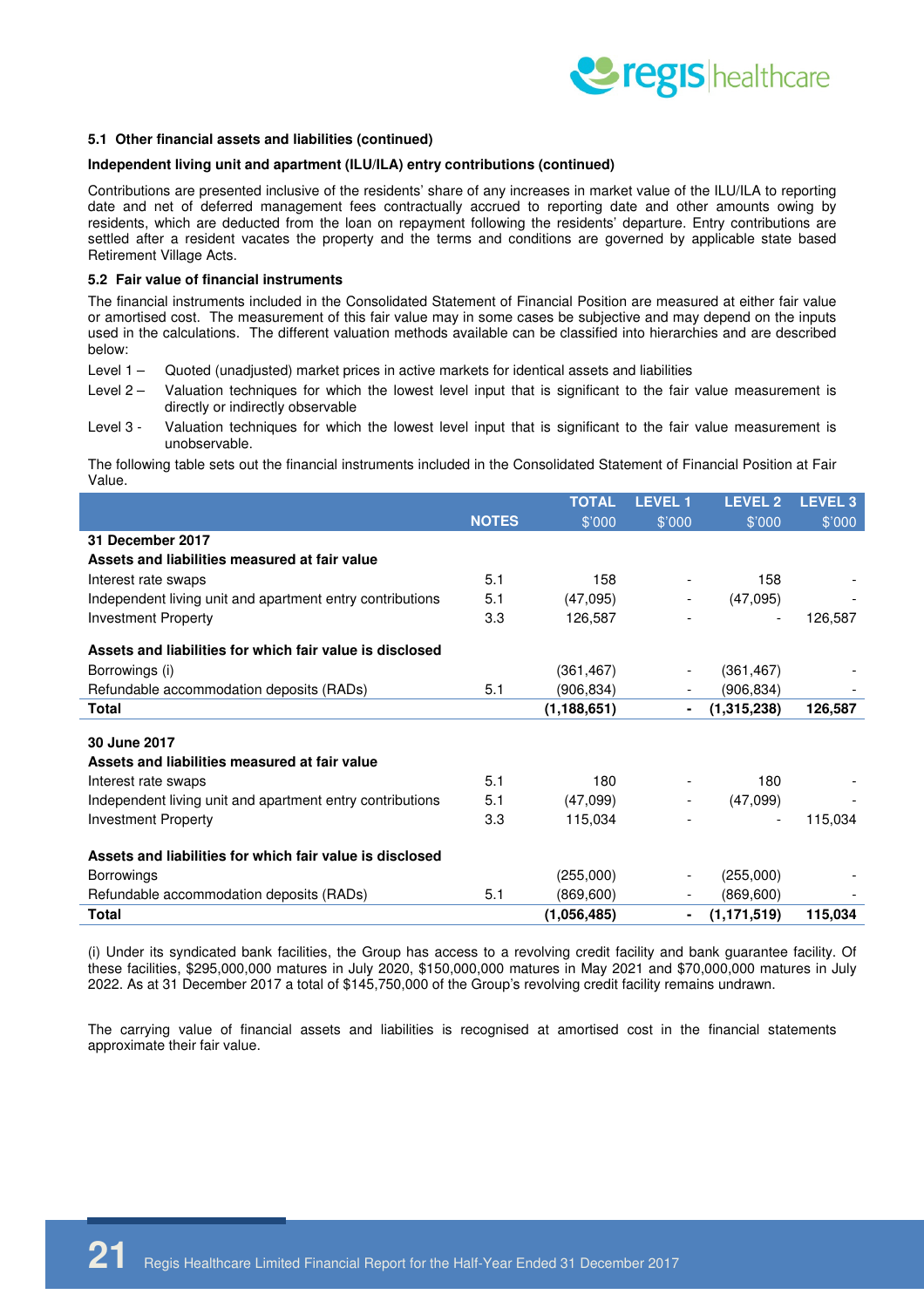#### 5.1 Other financial assets and liabilities (continued)

**Independent living unit and apartment (ILU/ILA) entry contributions (continued)**

Contributions are presented inclusive of the residents' share of any increases in market value of the ILU/ILA to reporting date and net of deferred management fees contractually accrued to reporting date and other amounts owing by residents, which are deducted from the loan on repayment following the residents' departure. Entry contributions are settled after a resident vacates the property and the terms and conditions are governed by applicable state based Retirement Village Acts.

#### 5.2 Fair value of financial instruments

The financial instruments included in the Consolidated Statement of Financial Position are measured at either fair value or amortised cost. The measurement of this fair value may in some cases be subjective and may depend on the inputs used in the calculations. The different valuation methods available can be classified into hierarchies and are described below:

Level 1 – Quoted (unadjusted) market prices in active markets for identical assets and liabilities

Level 2 – Valuation techniques for which the lowest level input that is significant to the fair value measurement is directly or indirectly observable

Level 3 - Valuation techniques for which the lowest level input that is significant to the fair value measurement is unobservable.

The following table sets out the financial instruments included in the Consolidated Statement of Financial Position at Fair Value.

| | NOTES | TOTAL $'000 | LEVEL 1 $'000 | LEVEL 2 $'000 | LEVEL 3 $'000 |
|---|---|---|---|---|---|
| **31 December 2017** | | | | | |
| **Assets and liabilities measured at fair value** | | | | | |
| Interest rate swaps | 5.1 | 158 | - | 158 | - |
| Independent living unit and apartment entry contributions | 5.1 | (47,095) | - | (47,095) | - |
| Investment Property | 3.3 | 126,587 | - | - | 126,587 |
| **Assets and liabilities for which fair value is disclosed** | | | | | |
| Borrowings (i) | | (361,467) | - | (361,467) | - |
| Refundable accommodation deposits (RADs) | 5.1 | (906,834) | - | (906,834) | - |
| **Total** | | **(1,188,651)** | **-** | **(1,315,238)** | **126,587** |
| **30 June 2017** | | | | | |
| **Assets and liabilities measured at fair value** | | | | | |
| Interest rate swaps | 5.1 | 180 | - | 180 | - |
| Independent living unit and apartment entry contributions | 5.1 | (47,099) | - | (47,099) | - |
| Investment Property | 3.3 | 115,034 | - | - | 115,034 |
| **Assets and liabilities for which fair value is disclosed** | | | | | |
| Borrowings | | (255,000) | - | (255,000) | - |
| Refundable accommodation deposits (RADs) | 5.1 | (869,600) | - | (869,600) | - |
| **Total** | | **(1,056,485)** | **-** | **(1,171,519)** | **115,034** |

(i) Under its syndicated bank facilities, the Group has access to a revolving credit facility and bank guarantee facility. Of these facilities, $295,000,000 matures in July 2020, $150,000,000 matures in May 2021 and $70,000,000 matures in July 2022. As at 31 December 2017 a total of $145,750,000 of the Group's revolving credit facility remains undrawn.

The carrying value of financial assets and liabilities is recognised at amortised cost in the financial statements approximate their fair value.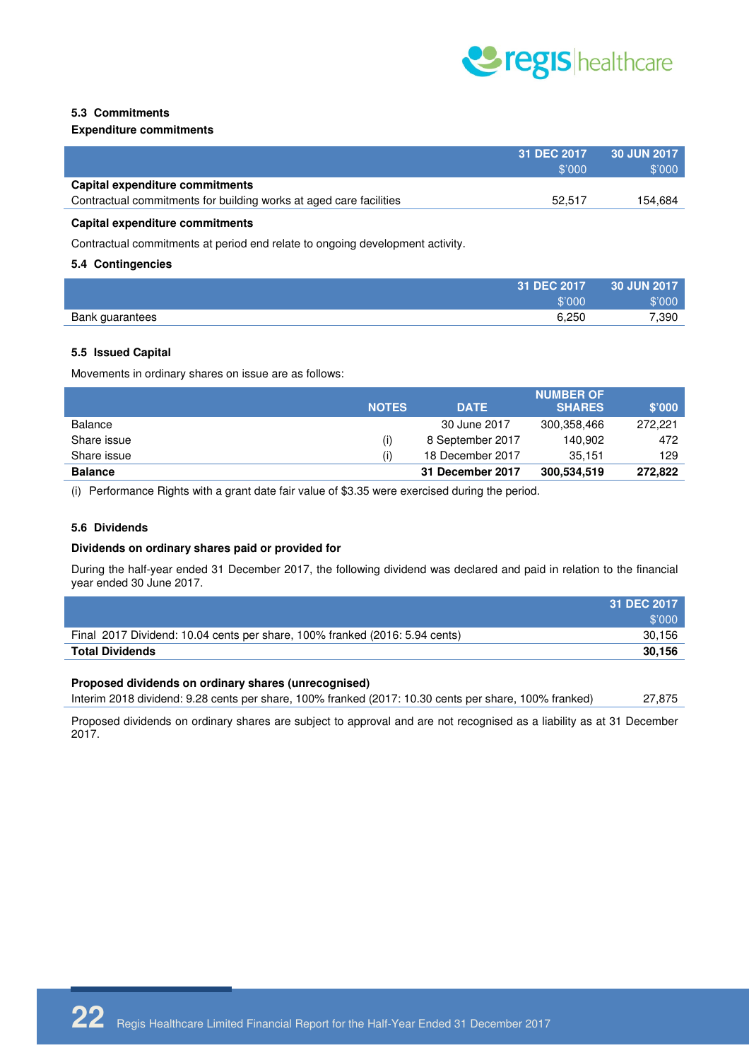### 5.3 Commitments

**Expenditure commitments**

| | 31 DEC 2017 $'000 | 30 JUN 2017 $'000 |
|---|---|---|
| **Capital expenditure commitments** | | |
| Contractual commitments for building works at aged care facilities | 52,517 | 154,684 |

**Capital expenditure commitments**

Contractual commitments at period end relate to ongoing development activity.

### 5.4 Contingencies

| | 31 DEC 2017 $'000 | 30 JUN 2017 $'000 |
|---|---|---|
| Bank guarantees | 6,250 | 7,390 |

### 5.5 Issued Capital

Movements in ordinary shares on issue are as follows:

| | NOTES | DATE | NUMBER OF SHARES | $'000 |
|---|---|---|---|---|
| Balance | | 30 June 2017 | 300,358,466 | 272,221 |
| Share issue | (i) | 8 September 2017 | 140,902 | 472 |
| Share issue | (i) | 18 December 2017 | 35,151 | 129 |
| **Balance** | | **31 December 2017** | **300,534,519** | **272,822** |

(i) Performance Rights with a grant date fair value of $3.35 were exercised during the period.

### 5.6 Dividends

**Dividends on ordinary shares paid or provided for**

During the half-year ended 31 December 2017, the following dividend was declared and paid in relation to the financial year ended 30 June 2017.

| | 31 DEC 2017 $'000 |
|---|---|
| Final 2017 Dividend: 10.04 cents per share, 100% franked (2016: 5.94 cents) | 30,156 |
| **Total Dividends** | **30,156** |

**Proposed dividends on ordinary shares (unrecognised)**

| | |
|---|---|
| Interim 2018 dividend: 9.28 cents per share, 100% franked (2017: 10.30 cents per share, 100% franked) | 27,875 |

Proposed dividends on ordinary shares are subject to approval and are not recognised as a liability as at 31 December 2017.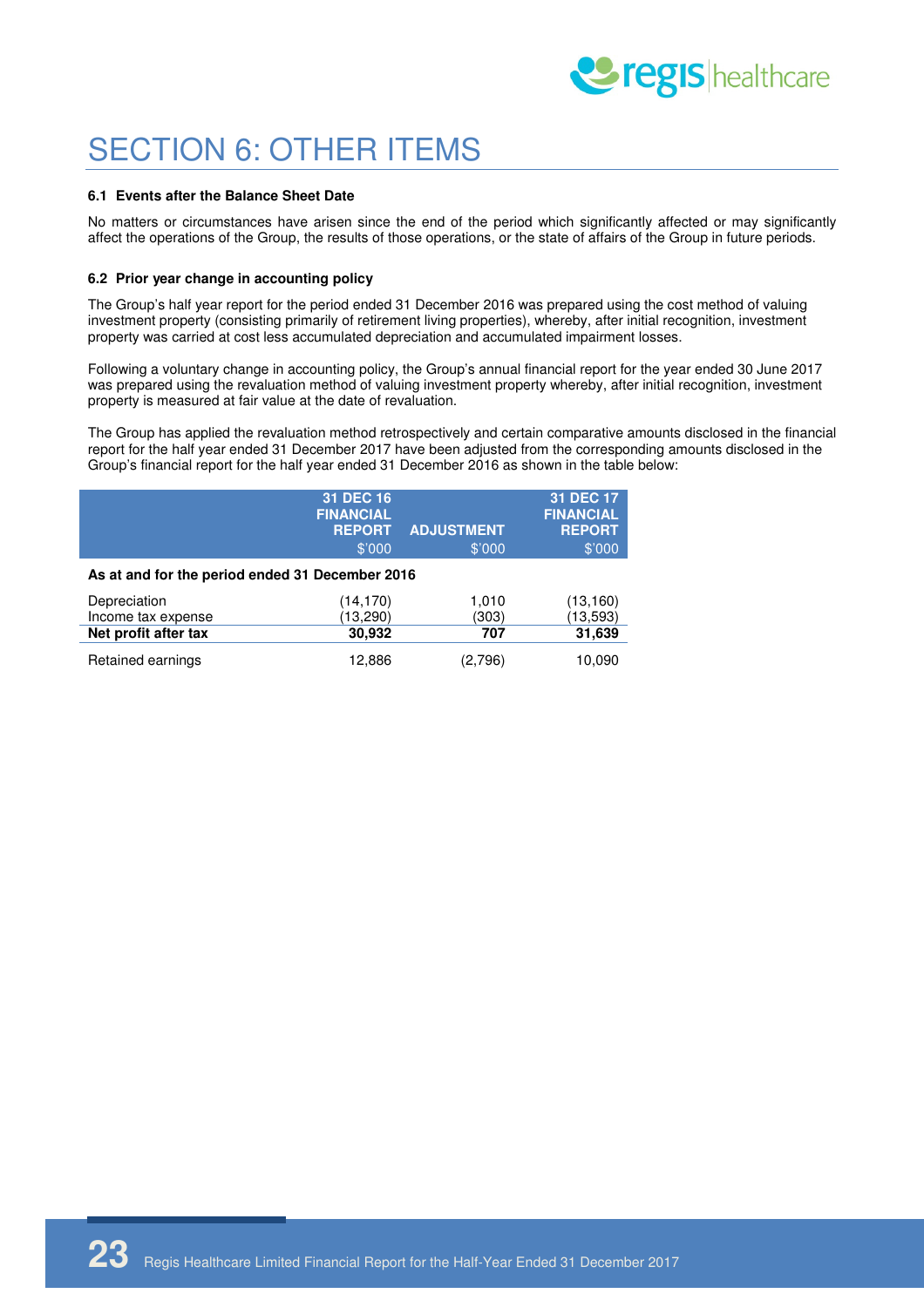# SECTION 6: OTHER ITEMS

### 6.1 Events after the Balance Sheet Date

No matters or circumstances have arisen since the end of the period which significantly affected or may significantly affect the operations of the Group, the results of those operations, or the state of affairs of the Group in future periods.

### 6.2 Prior year change in accounting policy

The Group's half year report for the period ended 31 December 2016 was prepared using the cost method of valuing investment property (consisting primarily of retirement living properties), whereby, after initial recognition, investment property was carried at cost less accumulated depreciation and accumulated impairment losses.

Following a voluntary change in accounting policy, the Group's annual financial report for the year ended 30 June 2017 was prepared using the revaluation method of valuing investment property whereby, after initial recognition, investment property is measured at fair value at the date of revaluation.

The Group has applied the revaluation method retrospectively and certain comparative amounts disclosed in the financial report for the half year ended 31 December 2017 have been adjusted from the corresponding amounts disclosed in the Group's financial report for the half year ended 31 December 2016 as shown in the table below:

| | 31 DEC 16 FINANCIAL REPORT $'000 | ADJUSTMENT $'000 | 31 DEC 17 FINANCIAL REPORT $'000 |
|---|---|---|---|
| **As at and for the period ended 31 December 2016** | | | |
| Depreciation | (14,170) | 1,010 | (13,160) |
| Income tax expense | (13,290) | (303) | (13,593) |
| **Net profit after tax** | **30,932** | **707** | **31,639** |
| Retained earnings | 12,886 | (2,796) | 10,090 |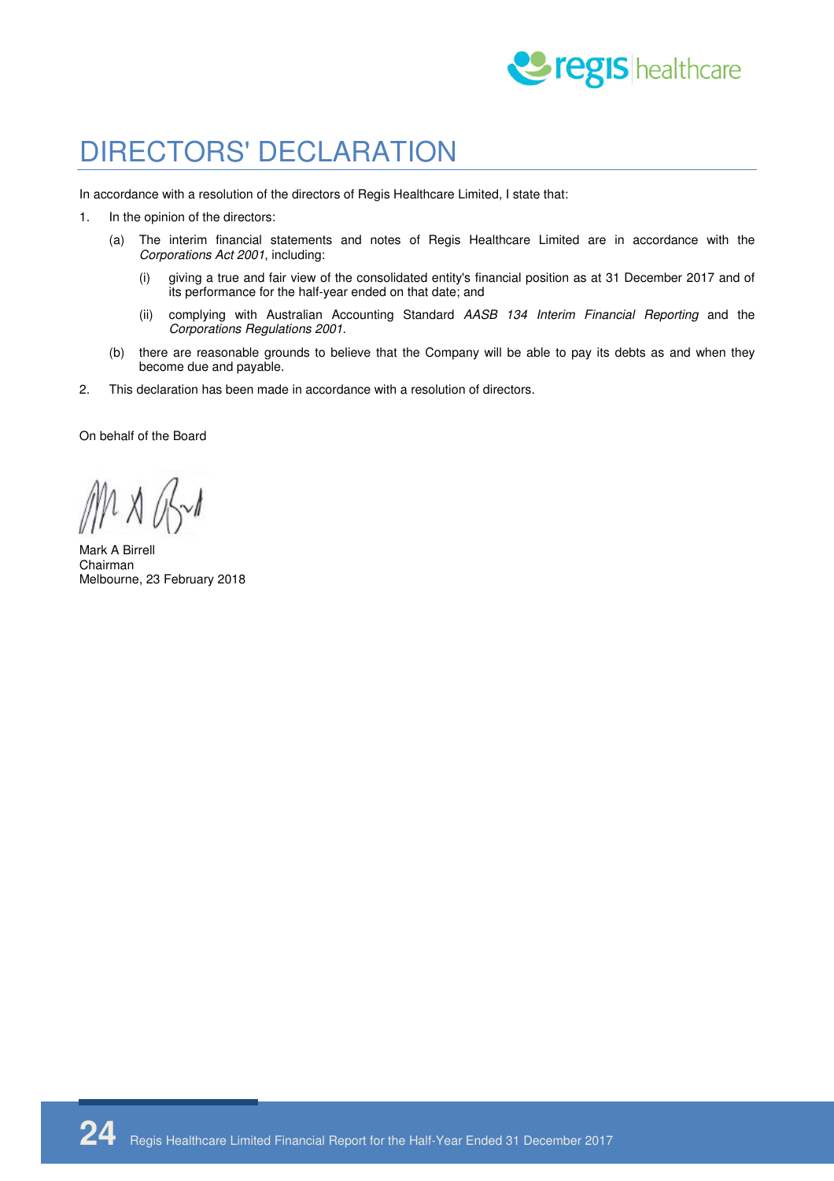# DIRECTORS' DECLARATION

In accordance with a resolution of the directors of Regis Healthcare Limited, I state that:

1. In the opinion of the directors:

   (a) The interim financial statements and notes of Regis Healthcare Limited are in accordance with the *Corporations Act 2001*, including:

      (i) giving a true and fair view of the consolidated entity's financial position as at 31 December 2017 and of its performance for the half-year ended on that date; and

      (ii) complying with Australian Accounting Standard *AASB 134 Interim Financial Reporting* and the *Corporations Regulations 2001*.

   (b) there are reasonable grounds to believe that the Company will be able to pay its debts as and when they become due and payable.

2. This declaration has been made in accordance with a resolution of directors.

On behalf of the Board

Mark A Birrell
Chairman
Melbourne, 23 February 2018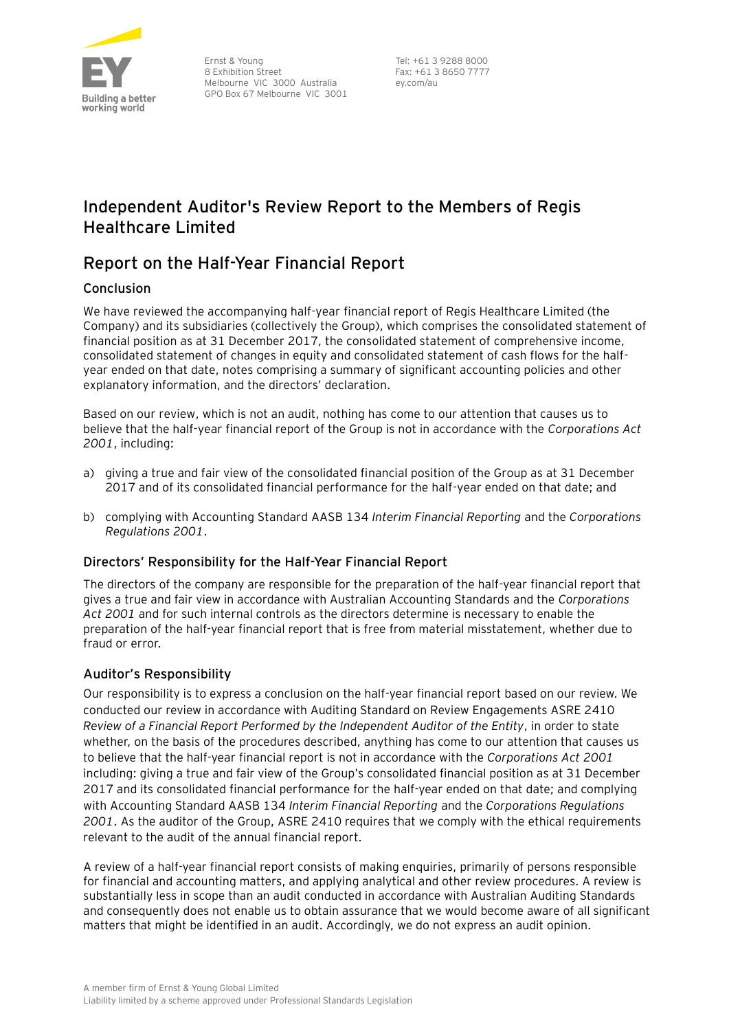Ernst & Young
8 Exhibition Street
Melbourne VIC 3000 Australia
GPO Box 67 Melbourne VIC 3001

Tel: +61 3 9288 8000
Fax: +61 3 8650 7777
ey.com/au

# Independent Auditor's Review Report to the Members of Regis Healthcare Limited

## Report on the Half-Year Financial Report

### Conclusion

We have reviewed the accompanying half-year financial report of Regis Healthcare Limited (the Company) and its subsidiaries (collectively the Group), which comprises the consolidated statement of financial position as at 31 December 2017, the consolidated statement of comprehensive income, consolidated statement of changes in equity and consolidated statement of cash flows for the half-year ended on that date, notes comprising a summary of significant accounting policies and other explanatory information, and the directors' declaration.

Based on our review, which is not an audit, nothing has come to our attention that causes us to believe that the half-year financial report of the Group is not in accordance with the *Corporations Act 2001*, including:

a) giving a true and fair view of the consolidated financial position of the Group as at 31 December 2017 and of its consolidated financial performance for the half-year ended on that date; and

b) complying with Accounting Standard AASB 134 *Interim Financial Reporting* and the *Corporations Regulations 2001*.

### Directors' Responsibility for the Half-Year Financial Report

The directors of the company are responsible for the preparation of the half-year financial report that gives a true and fair view in accordance with Australian Accounting Standards and the *Corporations Act 2001* and for such internal controls as the directors determine is necessary to enable the preparation of the half-year financial report that is free from material misstatement, whether due to fraud or error.

### Auditor's Responsibility

Our responsibility is to express a conclusion on the half-year financial report based on our review. We conducted our review in accordance with Auditing Standard on Review Engagements ASRE 2410 *Review of a Financial Report Performed by the Independent Auditor of the Entity*, in order to state whether, on the basis of the procedures described, anything has come to our attention that causes us to believe that the half-year financial report is not in accordance with the *Corporations Act 2001* including: giving a true and fair view of the Group's consolidated financial position as at 31 December 2017 and its consolidated financial performance for the half-year ended on that date; and complying with Accounting Standard AASB 134 *Interim Financial Reporting* and the *Corporations Regulations 2001*. As the auditor of the Group, ASRE 2410 requires that we comply with the ethical requirements relevant to the audit of the annual financial report.

A review of a half-year financial report consists of making enquiries, primarily of persons responsible for financial and accounting matters, and applying analytical and other review procedures. A review is substantially less in scope than an audit conducted in accordance with Australian Auditing Standards and consequently does not enable us to obtain assurance that we would become aware of all significant matters that might be identified in an audit. Accordingly, we do not express an audit opinion.

A member firm of Ernst & Young Global Limited
Liability limited by a scheme approved under Professional Standards Legislation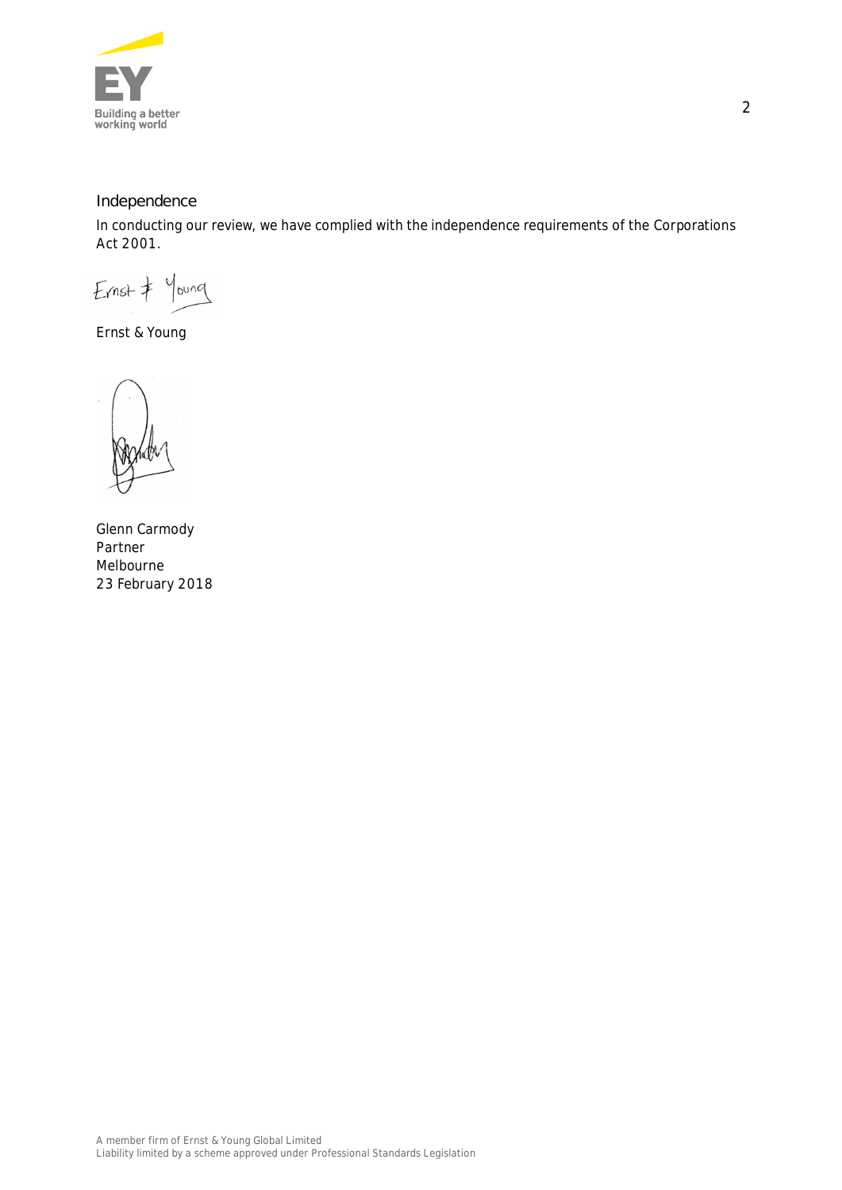## Independence

In conducting our review, we have complied with the independence requirements of the Corporations Act 2001.

Ernst & Young

Glenn Carmody
Partner
Melbourne
23 February 2018

A member firm of Ernst & Young Global Limited
Liability limited by a scheme approved under Professional Standards Legislation